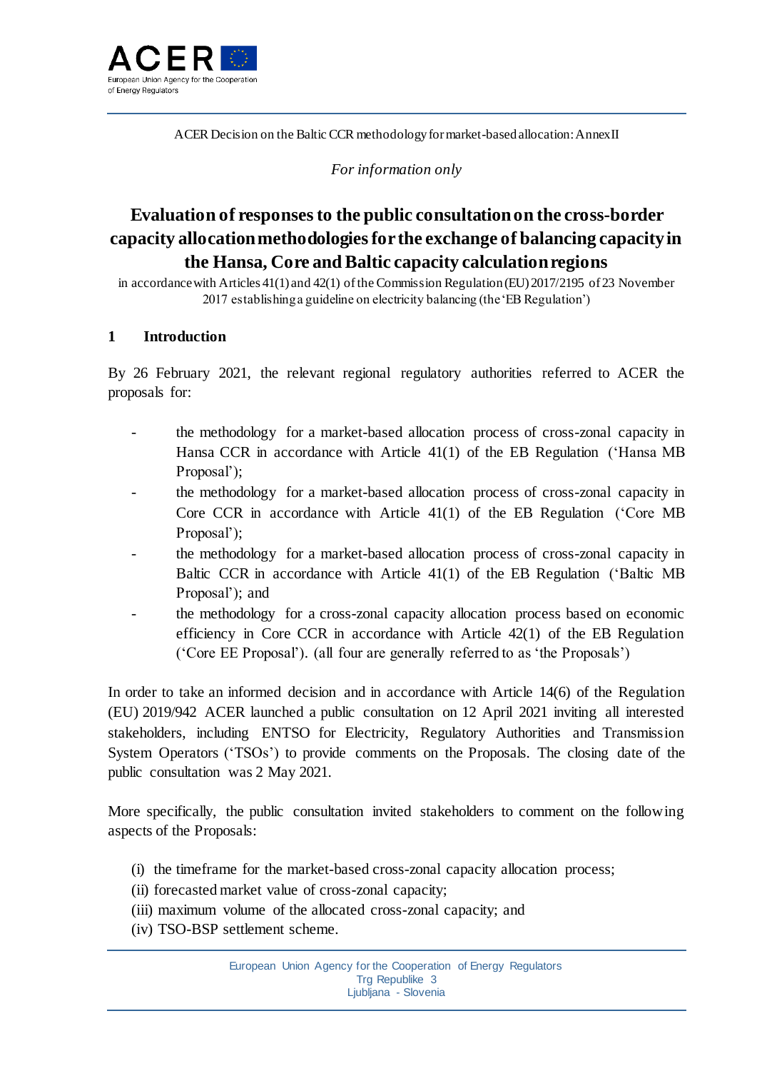ACER Decision on the Baltic CCR methodology for market-based allocation: Annex II

*For information only*

# Evaluation of responses to the public consultation on the cross-border capacity allocation methodologies for the exchange of balancing capacity in the Hansa, Core and Baltic capacity calculation regions

in accordance with Articles 41(1) and 42(1) of the Commission Regulation (EU) 2017/2195 of 23 November 2017 establishing a guideline on electricity balancing (the 'EB Regulation')

## 1 Introduction

By 26 February 2021, the relevant regional regulatory authorities referred to ACER the proposals for:

- the methodology for a market-based allocation process of cross-zonal capacity in Hansa CCR in accordance with Article 41(1) of the EB Regulation ('Hansa MB Proposal');
- the methodology for a market-based allocation process of cross-zonal capacity in Core CCR in accordance with Article 41(1) of the EB Regulation ('Core MB Proposal');
- the methodology for a market-based allocation process of cross-zonal capacity in Baltic CCR in accordance with Article 41(1) of the EB Regulation ('Baltic MB Proposal'); and
- the methodology for a cross-zonal capacity allocation process based on economic efficiency in Core CCR in accordance with Article 42(1) of the EB Regulation ('Core EE Proposal'). (all four are generally referred to as 'the Proposals')

In order to take an informed decision and in accordance with Article 14(6) of the Regulation (EU) 2019/942 ACER launched a public consultation on 12 April 2021 inviting all interested stakeholders, including ENTSO for Electricity, Regulatory Authorities and Transmission System Operators ('TSOs') to provide comments on the Proposals. The closing date of the public consultation was 2 May 2021.

More specifically, the public consultation invited stakeholders to comment on the following aspects of the Proposals:

(i) the timeframe for the market-based cross-zonal capacity allocation process;
(ii) forecasted market value of cross-zonal capacity;
(iii) maximum volume of the allocated cross-zonal capacity; and
(iv) TSO-BSP settlement scheme.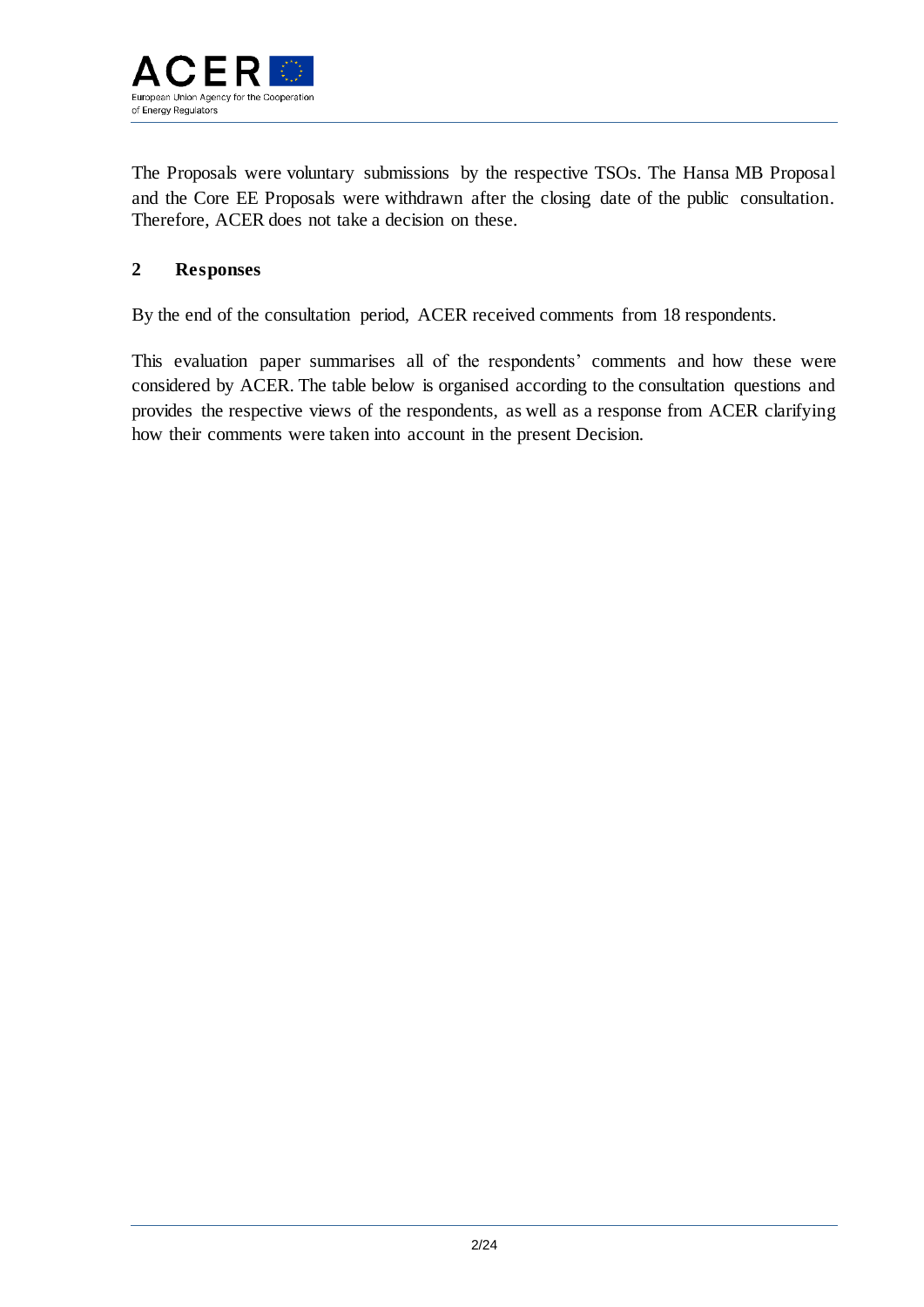The Proposals were voluntary submissions by the respective TSOs. The Hansa MB Proposal and the Core EE Proposals were withdrawn after the closing date of the public consultation. Therefore, ACER does not take a decision on these.

## 2 Responses

By the end of the consultation period, ACER received comments from 18 respondents.

This evaluation paper summarises all of the respondents' comments and how these were considered by ACER. The table below is organised according to the consultation questions and provides the respective views of the respondents, as well as a response from ACER clarifying how their comments were taken into account in the present Decision.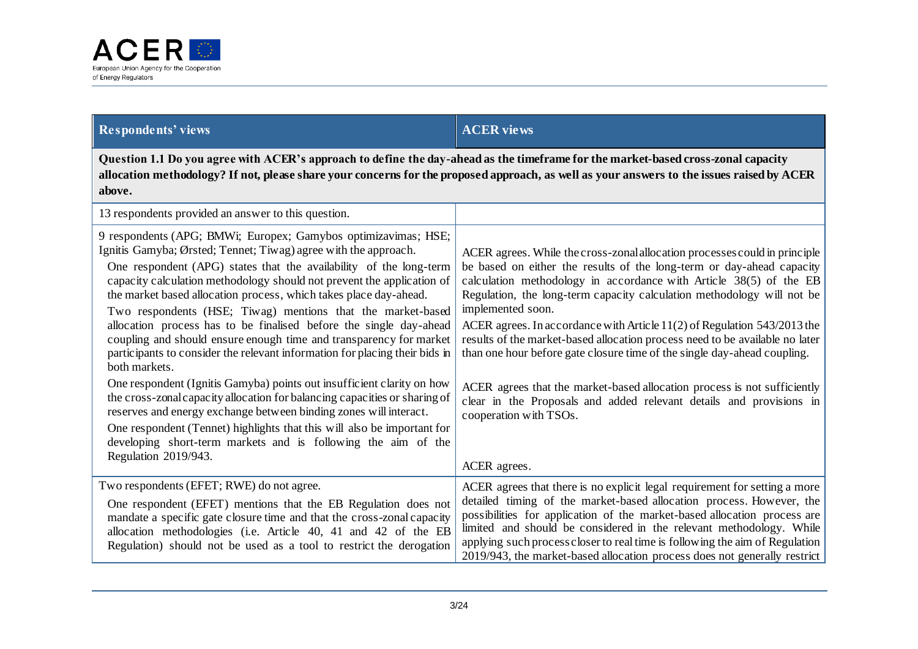| Respondents' views | ACER views |
|---|---|
| **Question 1.1 Do you agree with ACER's approach to define the day-ahead as the timeframe for the market-based cross-zonal capacity allocation methodology? If not, please share your concerns for the proposed approach, as well as your answers to the issues raised by ACER above.** | |
| 13 respondents provided an answer to this question. | |
| 9 respondents (APG; BMWi; Europex; Gamybos optimizavimas; HSE; Ignitis Gamyba; Ørsted; Tennet; Tiwag) agree with the approach.<br>One respondent (APG) states that the availability of the long-term capacity calculation methodology should not prevent the application of the market based allocation process, which takes place day-ahead.<br>Two respondents (HSE; Tiwag) mentions that the market-based allocation process has to be finalised before the single day-ahead coupling and should ensure enough time and transparency for market participants to consider the relevant information for placing their bids in both markets.<br>One respondent (Ignitis Gamyba) points out insufficient clarity on how the cross-zonal capacity allocation for balancing capacities or sharing of reserves and energy exchange between binding zones will interact.<br>One respondent (Tennet) highlights that this will also be important for developing short-term markets and is following the aim of the Regulation 2019/943. | ACER agrees. While the cross-zonal allocation processes could in principle be based on either the results of the long-term or day-ahead capacity calculation methodology in accordance with Article 38(5) of the EB Regulation, the long-term capacity calculation methodology will not be implemented soon.<br>ACER agrees. In accordance with Article 11(2) of Regulation 543/2013 the results of the market-based allocation process need to be available no later than one hour before gate closure time of the single day-ahead coupling.<br>ACER agrees that the market-based allocation process is not sufficiently clear in the Proposals and added relevant details and provisions in cooperation with TSOs.<br>ACER agrees. |
| Two respondents (EFET; RWE) do not agree.<br>One respondent (EFET) mentions that the EB Regulation does not mandate a specific gate closure time and that the cross-zonal capacity allocation methodologies (i.e. Article 40, 41 and 42 of the EB Regulation) should not be used as a tool to restrict the derogation | ACER agrees that there is no explicit legal requirement for setting a more detailed timing of the market-based allocation process. However, the possibilities for application of the market-based allocation process are limited and should be considered in the relevant methodology. While applying such process closer to real time is following the aim of Regulation 2019/943, the market-based allocation process does not generally restrict |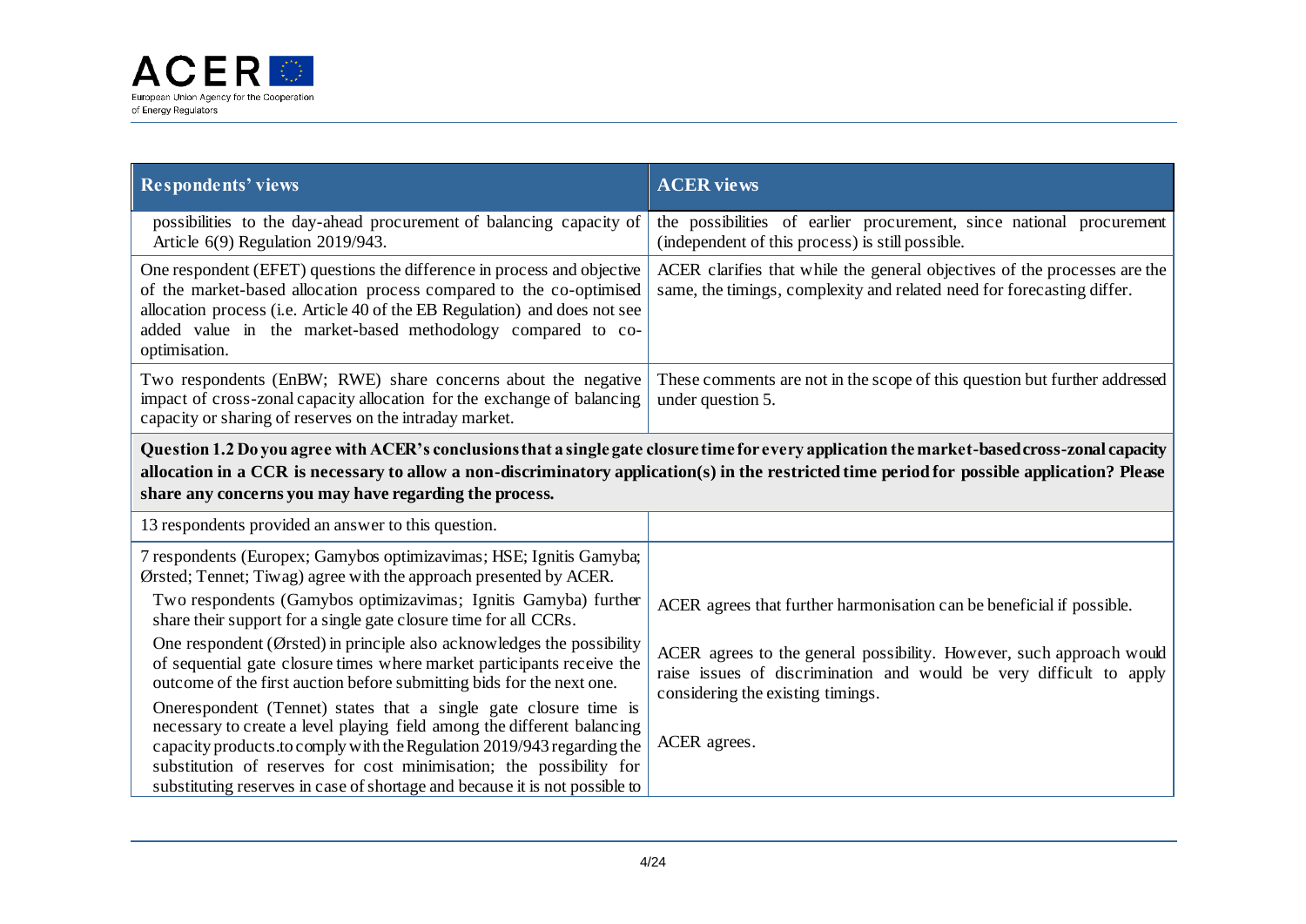| Respondents' views | ACER views |
|---|---|
| possibilities to the day-ahead procurement of balancing capacity of Article 6(9) Regulation 2019/943. | the possibilities of earlier procurement, since national procurement (independent of this process) is still possible. |
| One respondent (EFET) questions the difference in process and objective of the market-based allocation process compared to the co-optimised allocation process (i.e. Article 40 of the EB Regulation) and does not see added value in the market-based methodology compared to co-optimisation. | ACER clarifies that while the general objectives of the processes are the same, the timings, complexity and related need for forecasting differ. |
| Two respondents (EnBW; RWE) share concerns about the negative impact of cross-zonal capacity allocation for the exchange of balancing capacity or sharing of reserves on the intraday market. | These comments are not in the scope of this question but further addressed under question 5. |
| **Question 1.2 Do you agree with ACER's conclusions that a single gate closure time for every application the market-based cross-zonal capacity allocation in a CCR is necessary to allow a non-discriminatory application(s) in the restricted time period for possible application? Please share any concerns you may have regarding the process.** | |
| 13 respondents provided an answer to this question. | |
| 7 respondents (Europex; Gamybos optimizavimas; HSE; Ignitis Gamyba; Ørsted; Tennet; Tiwag) agree with the approach presented by ACER. | |
| Two respondents (Gamybos optimizavimas; Ignitis Gamyba) further share their support for a single gate closure time for all CCRs. | ACER agrees that further harmonisation can be beneficial if possible. |
| One respondent (Ørsted) in principle also acknowledges the possibility of sequential gate closure times where market participants receive the outcome of the first auction before submitting bids for the next one. | ACER agrees to the general possibility. However, such approach would raise issues of discrimination and would be very difficult to apply considering the existing timings. |
| Onerespondent (Tennet) states that a single gate closure time is necessary to create a level playing field among the different balancing capacity products.to comply with the Regulation 2019/943 regarding the substitution of reserves for cost minimisation; the possibility for substituting reserves in case of shortage and because it is not possible to | ACER agrees. |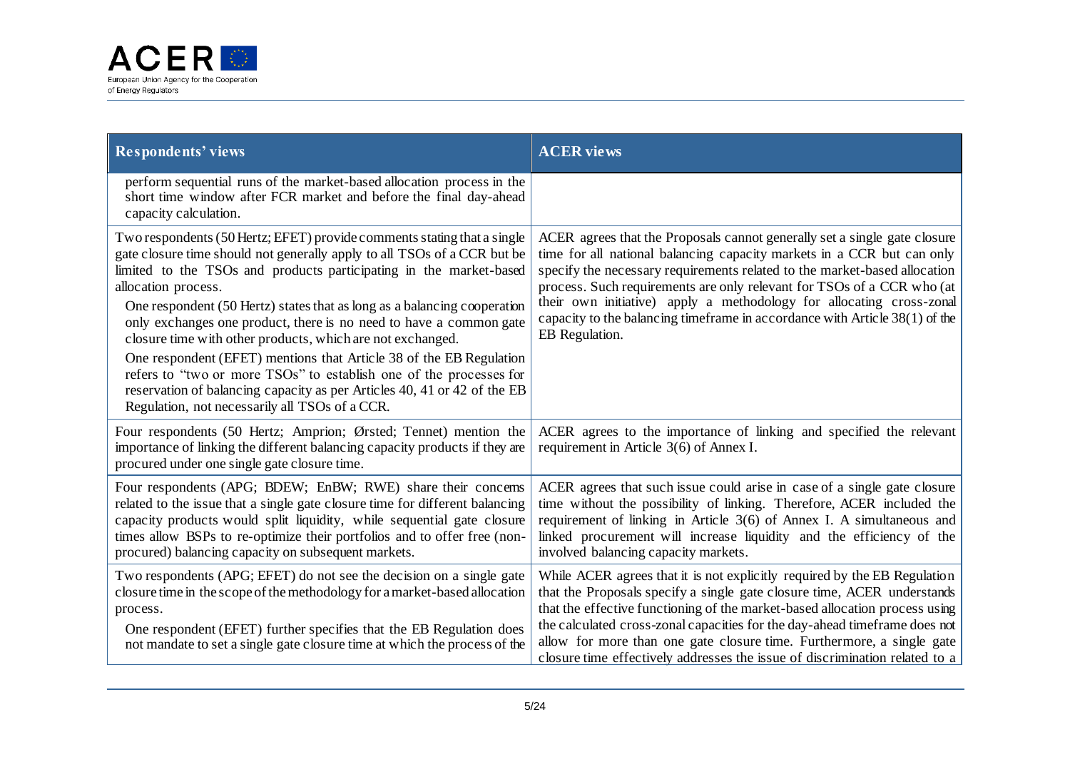| Respondents' views | ACER views |
|---|---|
| perform sequential runs of the market-based allocation process in the short time window after FCR market and before the final day-ahead capacity calculation. | |
| Two respondents (50 Hertz; EFET) provide comments stating that a single gate closure time should not generally apply to all TSOs of a CCR but be limited to the TSOs and products participating in the market-based allocation process.<br>One respondent (50 Hertz) states that as long as a balancing cooperation only exchanges one product, there is no need to have a common gate closure time with other products, which are not exchanged.<br>One respondent (EFET) mentions that Article 38 of the EB Regulation refers to "two or more TSOs" to establish one of the processes for reservation of balancing capacity as per Articles 40, 41 or 42 of the EB Regulation, not necessarily all TSOs of a CCR. | ACER agrees that the Proposals cannot generally set a single gate closure time for all national balancing capacity markets in a CCR but can only specify the necessary requirements related to the market-based allocation process. Such requirements are only relevant for TSOs of a CCR who (at their own initiative) apply a methodology for allocating cross-zonal capacity to the balancing timeframe in accordance with Article 38(1) of the EB Regulation. |
| Four respondents (50 Hertz; Amprion; Ørsted; Tennet) mention the importance of linking the different balancing capacity products if they are procured under one single gate closure time. | ACER agrees to the importance of linking and specified the relevant requirement in Article 3(6) of Annex I. |
| Four respondents (APG; BDEW; EnBW; RWE) share their concerns related to the issue that a single gate closure time for different balancing capacity products would split liquidity, while sequential gate closure times allow BSPs to re-optimize their portfolios and to offer free (non-procured) balancing capacity on subsequent markets. | ACER agrees that such issue could arise in case of a single gate closure time without the possibility of linking. Therefore, ACER included the requirement of linking in Article 3(6) of Annex I. A simultaneous and linked procurement will increase liquidity and the efficiency of the involved balancing capacity markets. |
| Two respondents (APG; EFET) do not see the decision on a single gate closure time in the scope of the methodology for a market-based allocation process.<br>One respondent (EFET) further specifies that the EB Regulation does not mandate to set a single gate closure time at which the process of the | While ACER agrees that it is not explicitly required by the EB Regulation that the Proposals specify a single gate closure time, ACER understands that the effective functioning of the market-based allocation process using the calculated cross-zonal capacities for the day-ahead timeframe does not allow for more than one gate closure time. Furthermore, a single gate closure time effectively addresses the issue of discrimination related to a |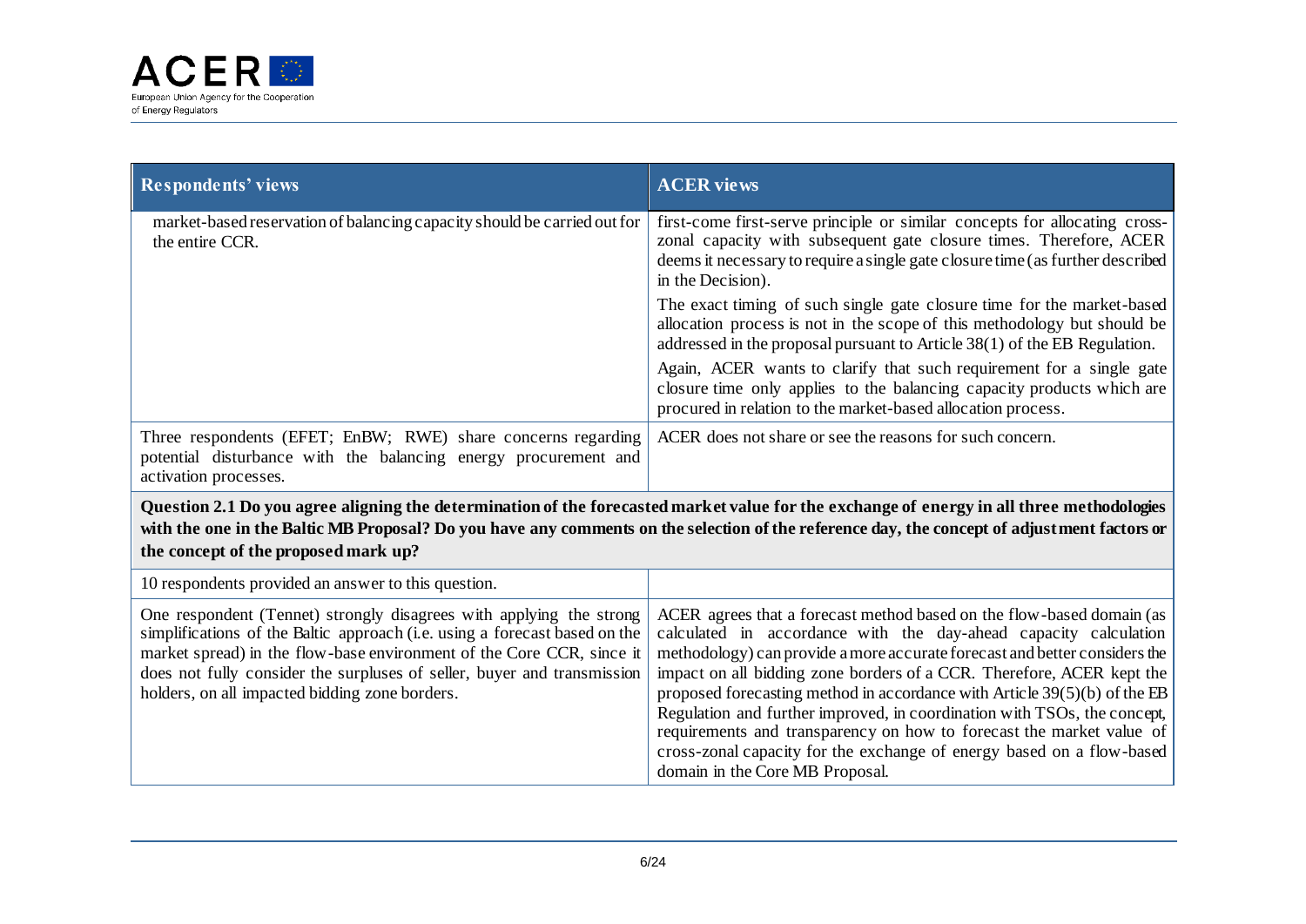| Respondents' views | ACER views |
|---|---|
| market-based reservation of balancing capacity should be carried out for the entire CCR. | first-come first-serve principle or similar concepts for allocating cross-zonal capacity with subsequent gate closure times. Therefore, ACER deems it necessary to require a single gate closure time (as further described in the Decision).<br><br>The exact timing of such single gate closure time for the market-based allocation process is not in the scope of this methodology but should be addressed in the proposal pursuant to Article 38(1) of the EB Regulation.<br><br>Again, ACER wants to clarify that such requirement for a single gate closure time only applies to the balancing capacity products which are procured in relation to the market-based allocation process. |
| Three respondents (EFET; EnBW; RWE) share concerns regarding potential disturbance with the balancing energy procurement and activation processes. | ACER does not share or see the reasons for such concern. |
| **Question 2.1 Do you agree aligning the determination of the forecasted market value for the exchange of energy in all three methodologies with the one in the Baltic MB Proposal? Do you have any comments on the selection of the reference day, the concept of adjustment factors or the concept of the proposed mark up?** | |
| 10 respondents provided an answer to this question. | |
| One respondent (Tennet) strongly disagrees with applying the strong simplifications of the Baltic approach (i.e. using a forecast based on the market spread) in the flow-base environment of the Core CCR, since it does not fully consider the surpluses of seller, buyer and transmission holders, on all impacted bidding zone borders. | ACER agrees that a forecast method based on the flow-based domain (as calculated in accordance with the day-ahead capacity calculation methodology) can provide a more accurate forecast and better considers the impact on all bidding zone borders of a CCR. Therefore, ACER kept the proposed forecasting method in accordance with Article 39(5)(b) of the EB Regulation and further improved, in coordination with TSOs, the concept, requirements and transparency on how to forecast the market value of cross-zonal capacity for the exchange of energy based on a flow-based domain in the Core MB Proposal. |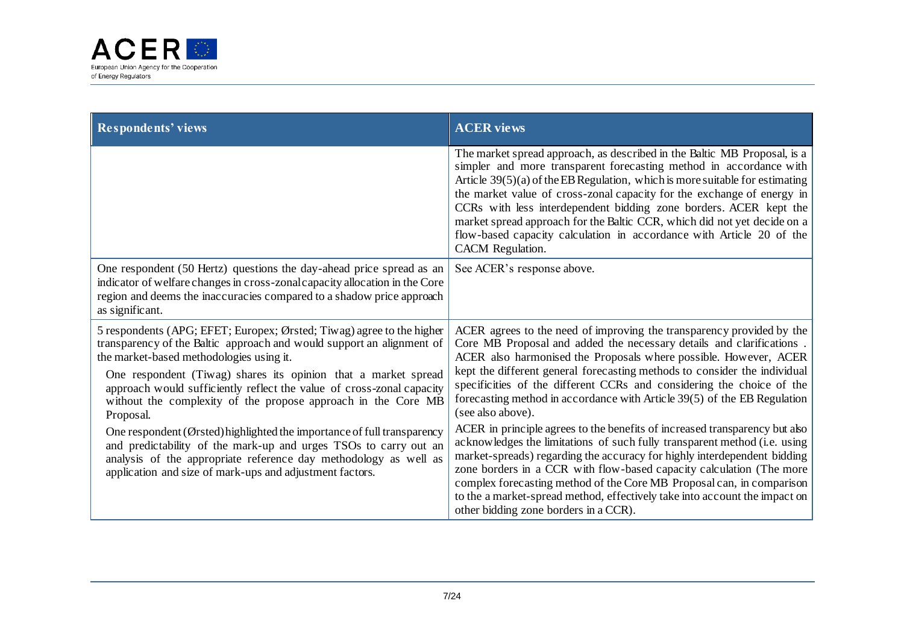| Respondents' views | ACER views |
|---|---|
| | The market spread approach, as described in the Baltic MB Proposal, is a simpler and more transparent forecasting method in accordance with Article 39(5)(a) of the EB Regulation, which is more suitable for estimating the market value of cross-zonal capacity for the exchange of energy in CCRs with less interdependent bidding zone borders. ACER kept the market spread approach for the Baltic CCR, which did not yet decide on a flow-based capacity calculation in accordance with Article 20 of the CACM Regulation. |
| One respondent (50 Hertz) questions the day-ahead price spread as an indicator of welfare changes in cross-zonal capacity allocation in the Core region and deems the inaccuracies compared to a shadow price approach as significant. | See ACER's response above. |
| 5 respondents (APG; EFET; Europex; Ørsted; Tiwag) agree to the higher transparency of the Baltic approach and would support an alignment of the market-based methodologies using it.<br><br>One respondent (Tiwag) shares its opinion that a market spread approach would sufficiently reflect the value of cross-zonal capacity without the complexity of the propose approach in the Core MB Proposal.<br><br>One respondent (Ørsted) highlighted the importance of full transparency and predictability of the mark-up and urges TSOs to carry out an analysis of the appropriate reference day methodology as well as application and size of mark-ups and adjustment factors. | ACER agrees to the need of improving the transparency provided by the Core MB Proposal and added the necessary details and clarifications . ACER also harmonised the Proposals where possible. However, ACER kept the different general forecasting methods to consider the individual specificities of the different CCRs and considering the choice of the forecasting method in accordance with Article 39(5) of the EB Regulation (see also above).<br><br>ACER in principle agrees to the benefits of increased transparency but also acknowledges the limitations of such fully transparent method (i.e. using market-spreads) regarding the accuracy for highly interdependent bidding zone borders in a CCR with flow-based capacity calculation (The more complex forecasting method of the Core MB Proposal can, in comparison to the a market-spread method, effectively take into account the impact on other bidding zone borders in a CCR). |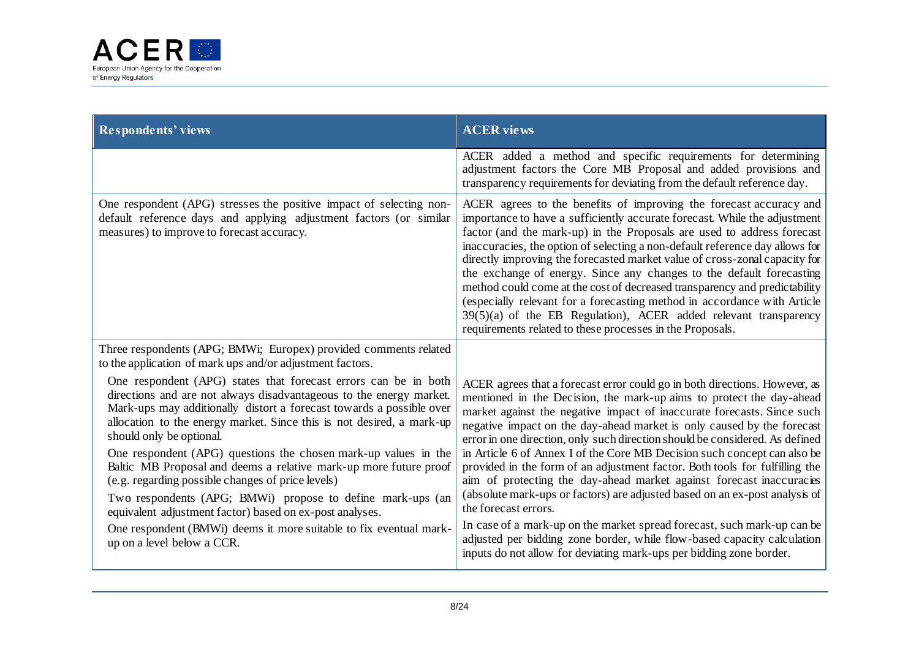| Respondents' views | ACER views |
|---|---|
| | ACER added a method and specific requirements for determining adjustment factors the Core MB Proposal and added provisions and transparency requirements for deviating from the default reference day. |
| One respondent (APG) stresses the positive impact of selecting non-default reference days and applying adjustment factors (or similar measures) to improve to forecast accuracy. | ACER agrees to the benefits of improving the forecast accuracy and importance to have a sufficiently accurate forecast. While the adjustment factor (and the mark-up) in the Proposals are used to address forecast inaccuracies, the option of selecting a non-default reference day allows for directly improving the forecasted market value of cross-zonal capacity for the exchange of energy. Since any changes to the default forecasting method could come at the cost of decreased transparency and predictability (especially relevant for a forecasting method in accordance with Article 39(5)(a) of the EB Regulation), ACER added relevant transparency requirements related to these processes in the Proposals. |
| Three respondents (APG; BMWi; Europex) provided comments related to the application of mark ups and/or adjustment factors.<br><br>One respondent (APG) states that forecast errors can be in both directions and are not always disadvantageous to the energy market. Mark-ups may additionally distort a forecast towards a possible over allocation to the energy market. Since this is not desired, a mark-up should only be optional.<br><br>One respondent (APG) questions the chosen mark-up values in the Baltic MB Proposal and deems a relative mark-up more future proof (e.g. regarding possible changes of price levels)<br><br>Two respondents (APG; BMWi) propose to define mark-ups (an equivalent adjustment factor) based on ex-post analyses.<br><br>One respondent (BMWi) deems it more suitable to fix eventual mark-up on a level below a CCR. | ACER agrees that a forecast error could go in both directions. However, as mentioned in the Decision, the mark-up aims to protect the day-ahead market against the negative impact of inaccurate forecasts. Since such negative impact on the day-ahead market is only caused by the forecast error in one direction, only such direction should be considered. As defined in Article 6 of Annex I of the Core MB Decision such concept can also be provided in the form of an adjustment factor. Both tools for fulfilling the aim of protecting the day-ahead market against forecast inaccuracies (absolute mark-ups or factors) are adjusted based on an ex-post analysis of the forecast errors.<br><br>In case of a mark-up on the market spread forecast, such mark-up can be adjusted per bidding zone border, while flow-based capacity calculation inputs do not allow for deviating mark-ups per bidding zone border. |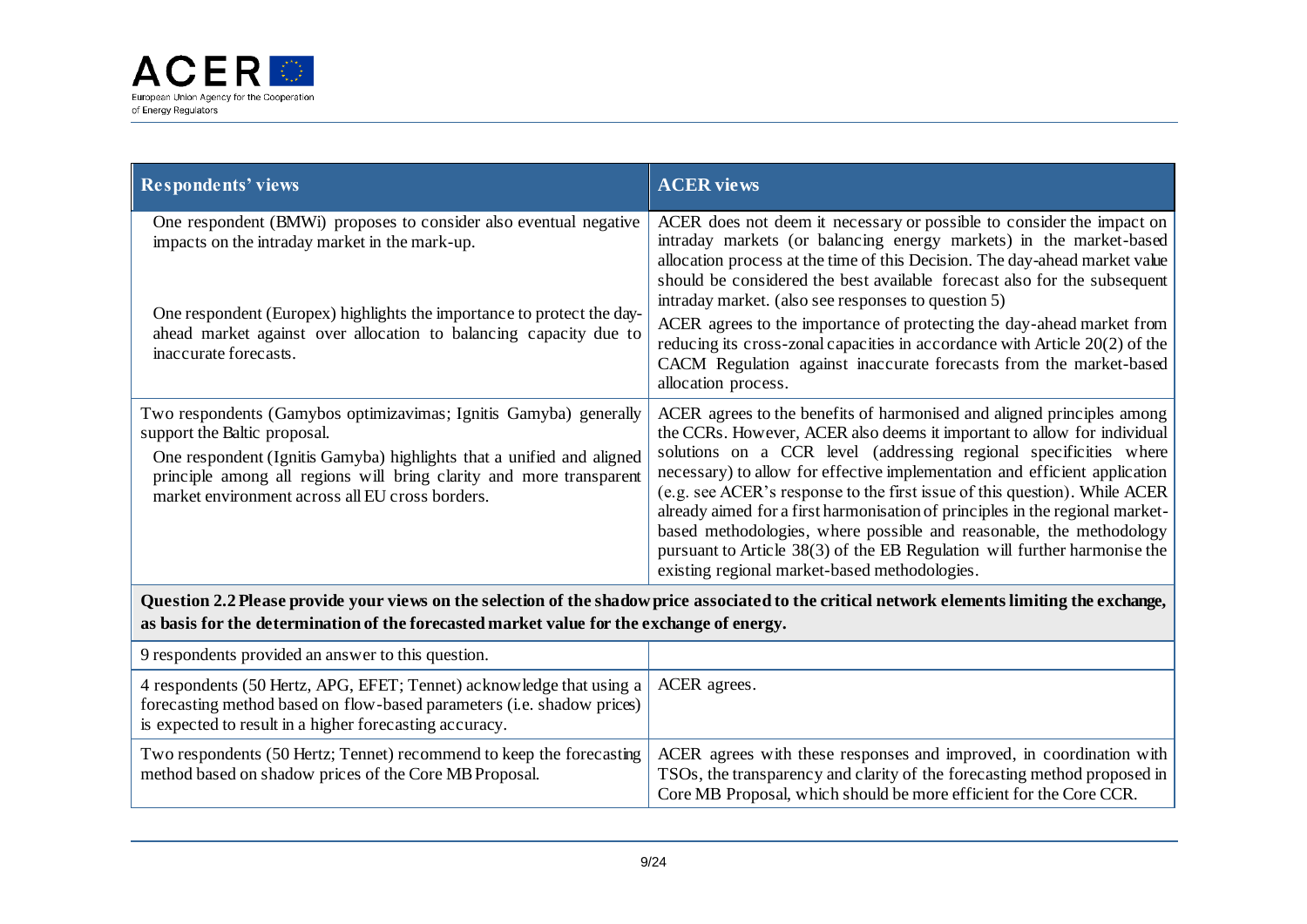| Respondents' views | ACER views |
|---|---|
| One respondent (BMWi) proposes to consider also eventual negative impacts on the intraday market in the mark-up.<br><br>One respondent (Europex) highlights the importance to protect the day-ahead market against over allocation to balancing capacity due to inaccurate forecasts. | ACER does not deem it necessary or possible to consider the impact on intraday markets (or balancing energy markets) in the market-based allocation process at the time of this Decision. The day-ahead market value should be considered the best available forecast also for the subsequent intraday market. (also see responses to question 5)<br>ACER agrees to the importance of protecting the day-ahead market from reducing its cross-zonal capacities in accordance with Article 20(2) of the CACM Regulation against inaccurate forecasts from the market-based allocation process. |
| Two respondents (Gamybos optimizavimas; Ignitis Gamyba) generally support the Baltic proposal.<br>One respondent (Ignitis Gamyba) highlights that a unified and aligned principle among all regions will bring clarity and more transparent market environment across all EU cross borders. | ACER agrees to the benefits of harmonised and aligned principles among the CCRs. However, ACER also deems it important to allow for individual solutions on a CCR level (addressing regional specificities where necessary) to allow for effective implementation and efficient application (e.g. see ACER's response to the first issue of this question). While ACER already aimed for a first harmonisation of principles in the regional market-based methodologies, where possible and reasonable, the methodology pursuant to Article 38(3) of the EB Regulation will further harmonise the existing regional market-based methodologies. |
| **Question 2.2 Please provide your views on the selection of the shadow price associated to the critical network elements limiting the exchange, as basis for the determination of the forecasted market value for the exchange of energy.** | |
| 9 respondents provided an answer to this question. | |
| 4 respondents (50 Hertz, APG, EFET; Tennet) acknowledge that using a forecasting method based on flow-based parameters (i.e. shadow prices) is expected to result in a higher forecasting accuracy. | ACER agrees. |
| Two respondents (50 Hertz; Tennet) recommend to keep the forecasting method based on shadow prices of the Core MB Proposal. | ACER agrees with these responses and improved, in coordination with TSOs, the transparency and clarity of the forecasting method proposed in Core MB Proposal, which should be more efficient for the Core CCR. |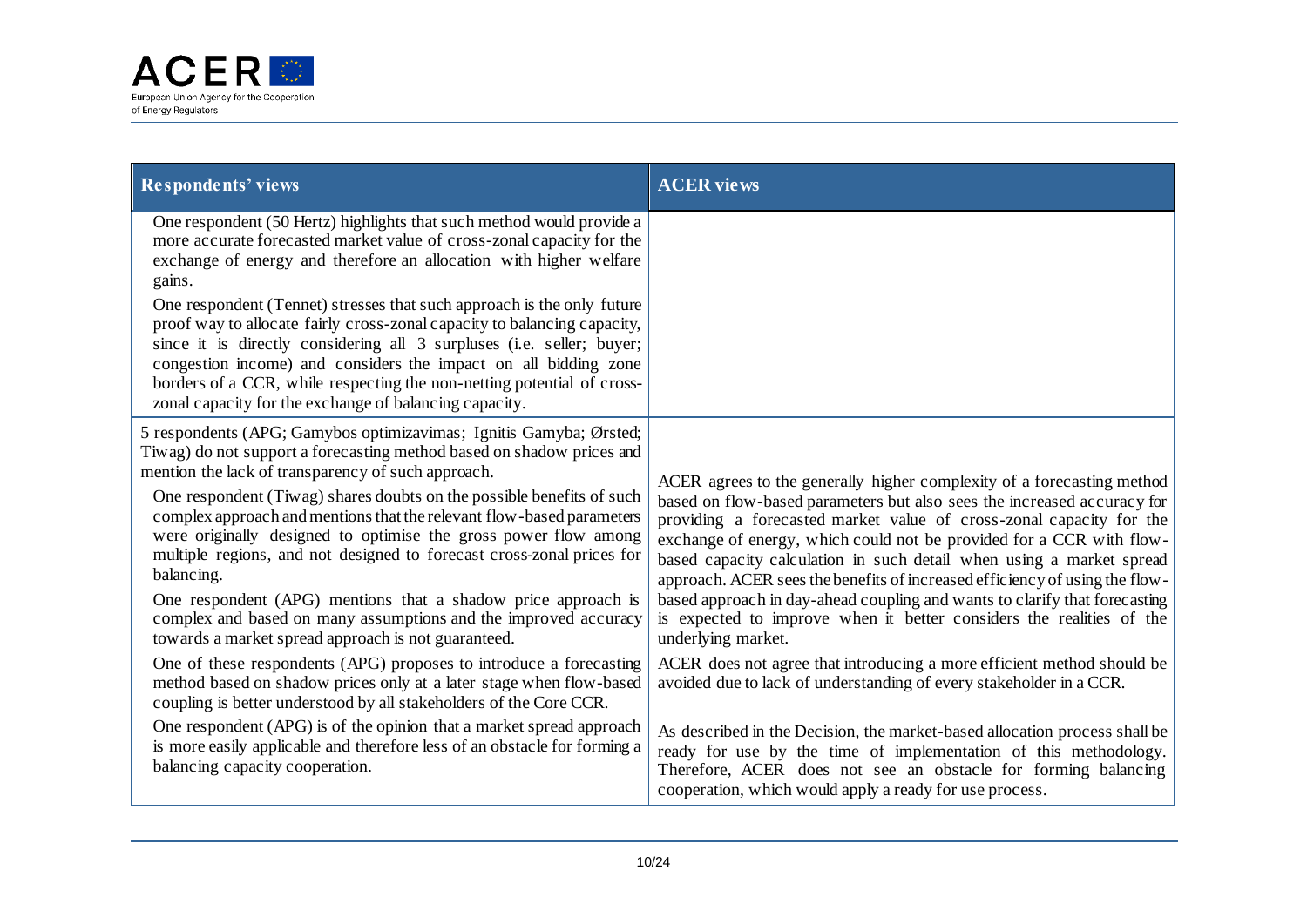| Respondents' views | ACER views |
|---|---|
| One respondent (50 Hertz) highlights that such method would provide a more accurate forecasted market value of cross-zonal capacity for the exchange of energy and therefore an allocation with higher welfare gains.<br><br>One respondent (Tennet) stresses that such approach is the only future proof way to allocate fairly cross-zonal capacity to balancing capacity, since it is directly considering all 3 surpluses (i.e. seller; buyer; congestion income) and considers the impact on all bidding zone borders of a CCR, while respecting the non-netting potential of cross-zonal capacity for the exchange of balancing capacity. | |
| 5 respondents (APG; Gamybos optimizavimas; Ignitis Gamyba; Ørsted; Tiwag) do not support a forecasting method based on shadow prices and mention the lack of transparency of such approach.<br><br>One respondent (Tiwag) shares doubts on the possible benefits of such complex approach and mentions that the relevant flow-based parameters were originally designed to optimise the gross power flow among multiple regions, and not designed to forecast cross-zonal prices for balancing.<br><br>One respondent (APG) mentions that a shadow price approach is complex and based on many assumptions and the improved accuracy towards a market spread approach is not guaranteed.<br><br>One of these respondents (APG) proposes to introduce a forecasting method based on shadow prices only at a later stage when flow-based coupling is better understood by all stakeholders of the Core CCR.<br><br>One respondent (APG) is of the opinion that a market spread approach is more easily applicable and therefore less of an obstacle for forming a balancing capacity cooperation. | ACER agrees to the generally higher complexity of a forecasting method based on flow-based parameters but also sees the increased accuracy for providing a forecasted market value of cross-zonal capacity for the exchange of energy, which could not be provided for a CCR with flow-based capacity calculation in such detail when using a market spread approach. ACER sees the benefits of increased efficiency of using the flow-based approach in day-ahead coupling and wants to clarify that forecasting is expected to improve when it better considers the realities of the underlying market.<br><br>ACER does not agree that introducing a more efficient method should be avoided due to lack of understanding of every stakeholder in a CCR.<br><br>As described in the Decision, the market-based allocation process shall be ready for use by the time of implementation of this methodology. Therefore, ACER does not see an obstacle for forming balancing cooperation, which would apply a ready for use process. |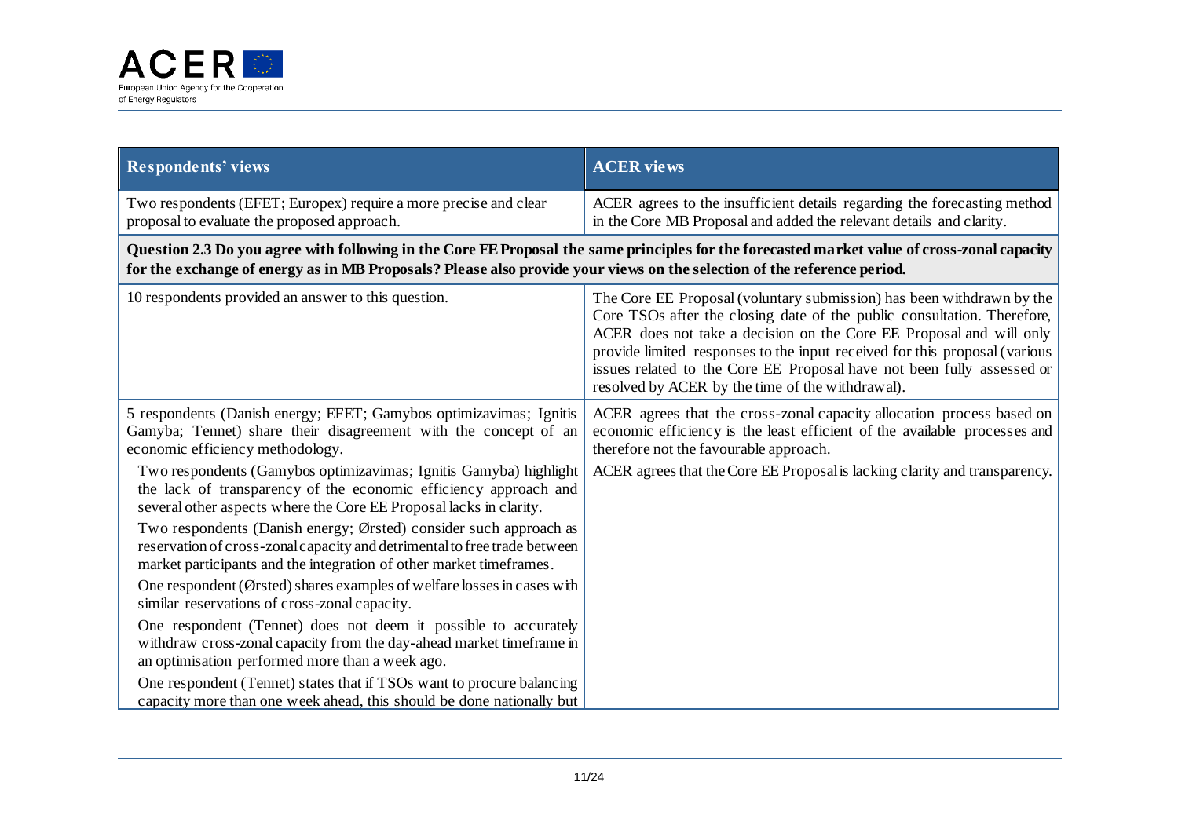| Respondents' views | ACER views |
|---|---|
| Two respondents (EFET; Europex) require a more precise and clear proposal to evaluate the proposed approach. | ACER agrees to the insufficient details regarding the forecasting method in the Core MB Proposal and added the relevant details and clarity. |
| **Question 2.3 Do you agree with following in the Core EE Proposal the same principles for the forecasted market value of cross-zonal capacity for the exchange of energy as in MB Proposals? Please also provide your views on the selection of the reference period.** | |
| 10 respondents provided an answer to this question. | The Core EE Proposal (voluntary submission) has been withdrawn by the Core TSOs after the closing date of the public consultation. Therefore, ACER does not take a decision on the Core EE Proposal and will only provide limited responses to the input received for this proposal (various issues related to the Core EE Proposal have not been fully assessed or resolved by ACER by the time of the withdrawal). |
| 5 respondents (Danish energy; EFET; Gamybos optimizavimas; Ignitis Gamyba; Tennet) share their disagreement with the concept of an economic efficiency methodology.<br><br>Two respondents (Gamybos optimizavimas; Ignitis Gamyba) highlight the lack of transparency of the economic efficiency approach and several other aspects where the Core EE Proposal lacks in clarity.<br><br>Two respondents (Danish energy; Ørsted) consider such approach as reservation of cross-zonal capacity and detrimental to free trade between market participants and the integration of other market timeframes.<br><br>One respondent (Ørsted) shares examples of welfare losses in cases with similar reservations of cross-zonal capacity.<br><br>One respondent (Tennet) does not deem it possible to accurately withdraw cross-zonal capacity from the day-ahead market timeframe in an optimisation performed more than a week ago.<br><br>One respondent (Tennet) states that if TSOs want to procure balancing capacity more than one week ahead, this should be done nationally but | ACER agrees that the cross-zonal capacity allocation process based on economic efficiency is the least efficient of the available processes and therefore not the favourable approach.<br><br>ACER agrees that the Core EE Proposal is lacking clarity and transparency. |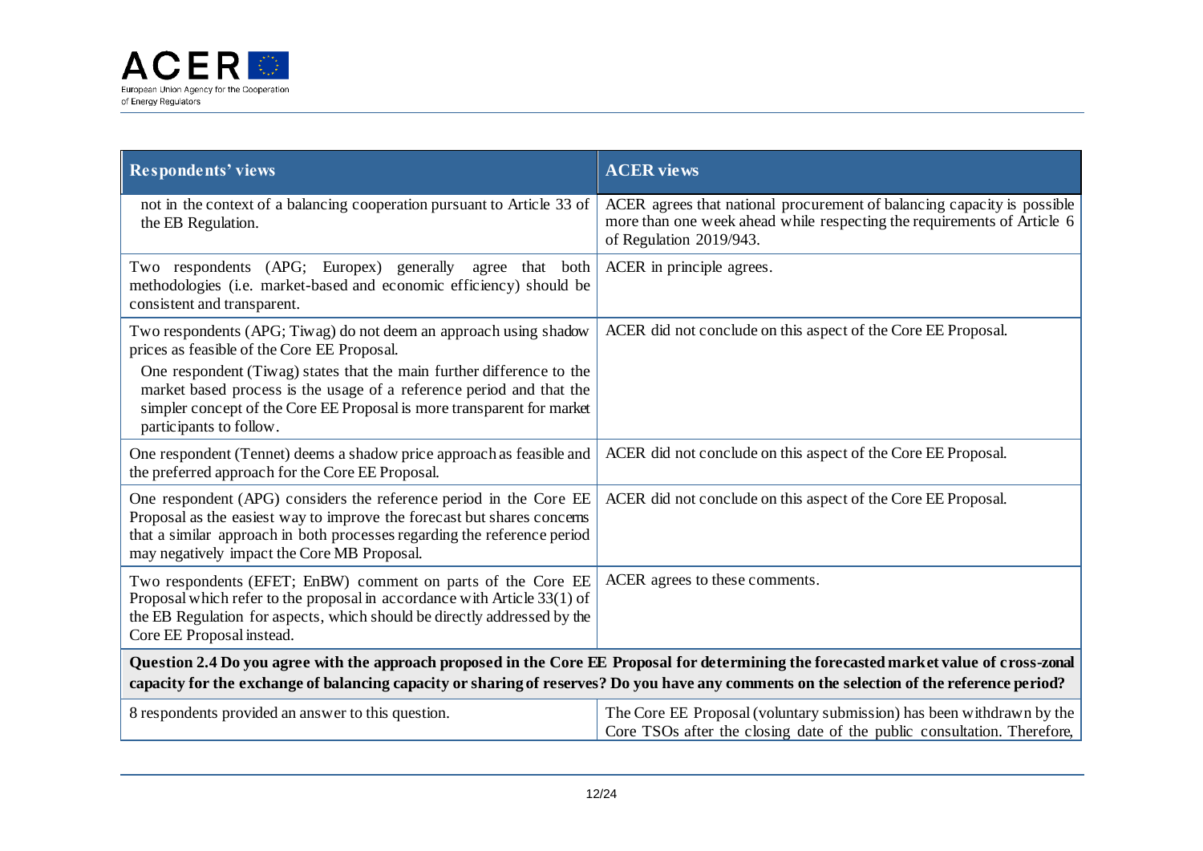| Respondents' views | ACER views |
|---|---|
| not in the context of a balancing cooperation pursuant to Article 33 of the EB Regulation. | ACER agrees that national procurement of balancing capacity is possible more than one week ahead while respecting the requirements of Article 6 of Regulation 2019/943. |
| Two respondents (APG; Europex) generally agree that both methodologies (i.e. market-based and economic efficiency) should be consistent and transparent. | ACER in principle agrees. |
| Two respondents (APG; Tiwag) do not deem an approach using shadow prices as feasible of the Core EE Proposal. <br> One respondent (Tiwag) states that the main further difference to the market based process is the usage of a reference period and that the simpler concept of the Core EE Proposal is more transparent for market participants to follow. | ACER did not conclude on this aspect of the Core EE Proposal. |
| One respondent (Tennet) deems a shadow price approach as feasible and the preferred approach for the Core EE Proposal. | ACER did not conclude on this aspect of the Core EE Proposal. |
| One respondent (APG) considers the reference period in the Core EE Proposal as the easiest way to improve the forecast but shares concerns that a similar approach in both processes regarding the reference period may negatively impact the Core MB Proposal. | ACER did not conclude on this aspect of the Core EE Proposal. |
| Two respondents (EFET; EnBW) comment on parts of the Core EE Proposal which refer to the proposal in accordance with Article 33(1) of the EB Regulation for aspects, which should be directly addressed by the Core EE Proposal instead. | ACER agrees to these comments. |
| **Question 2.4 Do you agree with the approach proposed in the Core EE Proposal for determining the forecasted market value of cross-zonal capacity for the exchange of balancing capacity or sharing of reserves? Do you have any comments on the selection of the reference period?** | |
| 8 respondents provided an answer to this question. | The Core EE Proposal (voluntary submission) has been withdrawn by the Core TSOs after the closing date of the public consultation. Therefore, |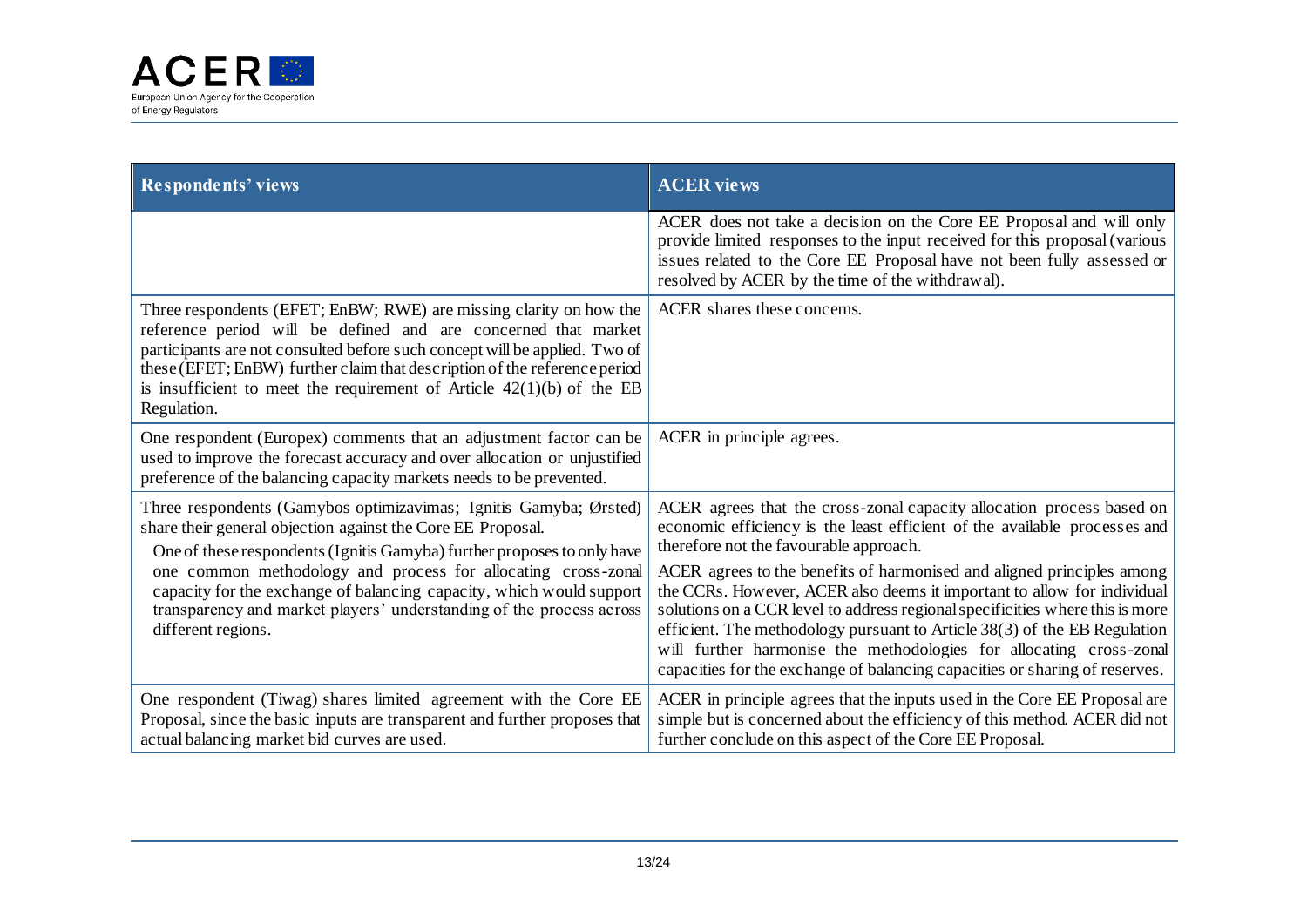| Respondents' views | ACER views |
|---|---|
| | ACER does not take a decision on the Core EE Proposal and will only provide limited responses to the input received for this proposal (various issues related to the Core EE Proposal have not been fully assessed or resolved by ACER by the time of the withdrawal). |
| Three respondents (EFET; EnBW; RWE) are missing clarity on how the reference period will be defined and are concerned that market participants are not consulted before such concept will be applied. Two of these (EFET; EnBW) further claim that description of the reference period is insufficient to meet the requirement of Article 42(1)(b) of the EB Regulation. | ACER shares these concerns. |
| One respondent (Europex) comments that an adjustment factor can be used to improve the forecast accuracy and over allocation or unjustified preference of the balancing capacity markets needs to be prevented. | ACER in principle agrees. |
| Three respondents (Gamybos optimizavimas; Ignitis Gamyba; Ørsted) share their general objection against the Core EE Proposal.<br>One of these respondents (Ignitis Gamyba) further proposes to only have one common methodology and process for allocating cross-zonal capacity for the exchange of balancing capacity, which would support transparency and market players' understanding of the process across different regions. | ACER agrees that the cross-zonal capacity allocation process based on economic efficiency is the least efficient of the available processes and therefore not the favourable approach.<br>ACER agrees to the benefits of harmonised and aligned principles among the CCRs. However, ACER also deems it important to allow for individual solutions on a CCR level to address regional specificities where this is more efficient. The methodology pursuant to Article 38(3) of the EB Regulation will further harmonise the methodologies for allocating cross-zonal capacities for the exchange of balancing capacities or sharing of reserves. |
| One respondent (Tiwag) shares limited agreement with the Core EE Proposal, since the basic inputs are transparent and further proposes that actual balancing market bid curves are used. | ACER in principle agrees that the inputs used in the Core EE Proposal are simple but is concerned about the efficiency of this method. ACER did not further conclude on this aspect of the Core EE Proposal. |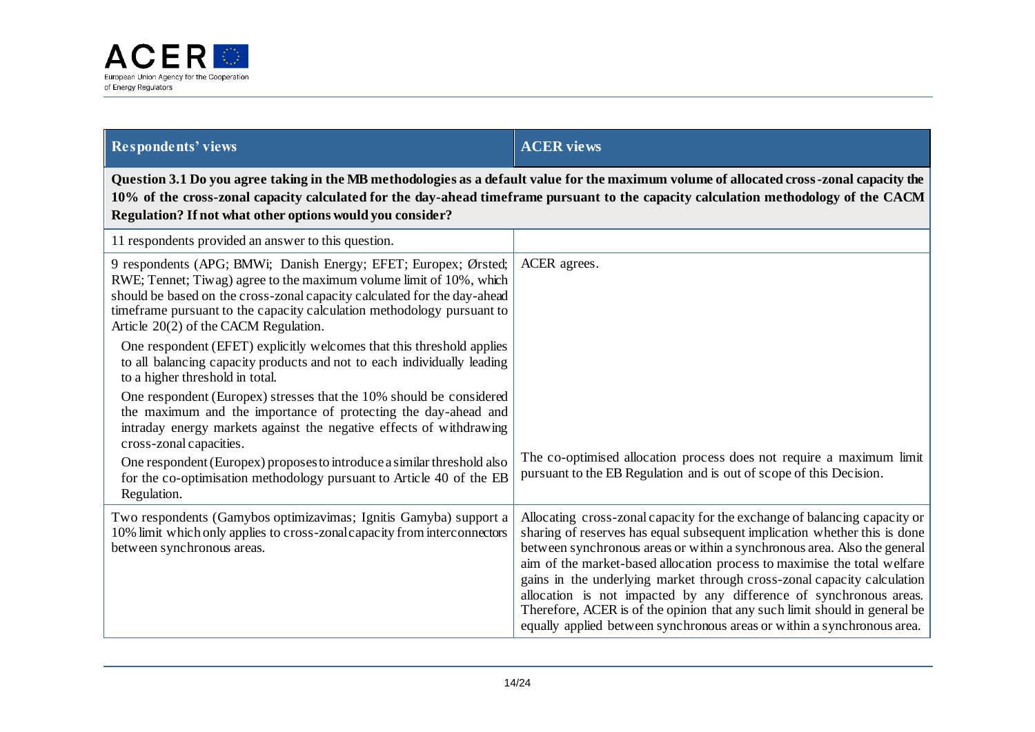| Respondents' views | ACER views |
|---|---|
| **Question 3.1 Do you agree taking in the MB methodologies as a default value for the maximum volume of allocated cross-zonal capacity the 10% of the cross-zonal capacity calculated for the day-ahead timeframe pursuant to the capacity calculation methodology of the CACM Regulation? If not what other options would you consider?** | |
| 11 respondents provided an answer to this question. | |
| 9 respondents (APG; BMWi; Danish Energy; EFET; Europex; Ørsted; RWE; Tennet; Tiwag) agree to the maximum volume limit of 10%, which should be based on the cross-zonal capacity calculated for the day-ahead timeframe pursuant to the capacity calculation methodology pursuant to Article 20(2) of the CACM Regulation. | ACER agrees. |
| One respondent (EFET) explicitly welcomes that this threshold applies to all balancing capacity products and not to each individually leading to a higher threshold in total. | |
| One respondent (Europex) stresses that the 10% should be considered the maximum and the importance of protecting the day-ahead and intraday energy markets against the negative effects of withdrawing cross-zonal capacities. | |
| One respondent (Europex) proposes to introduce a similar threshold also for the co-optimisation methodology pursuant to Article 40 of the EB Regulation. | The co-optimised allocation process does not require a maximum limit pursuant to the EB Regulation and is out of scope of this Decision. |
| Two respondents (Gamybos optimizavimas; Ignitis Gamyba) support a 10% limit which only applies to cross-zonal capacity from interconnectors between synchronous areas. | Allocating cross-zonal capacity for the exchange of balancing capacity or sharing of reserves has equal subsequent implication whether this is done between synchronous areas or within a synchronous area. Also the general aim of the market-based allocation process to maximise the total welfare gains in the underlying market through cross-zonal capacity calculation allocation is not impacted by any difference of synchronous areas. Therefore, ACER is of the opinion that any such limit should in general be equally applied between synchronous areas or within a synchronous area. |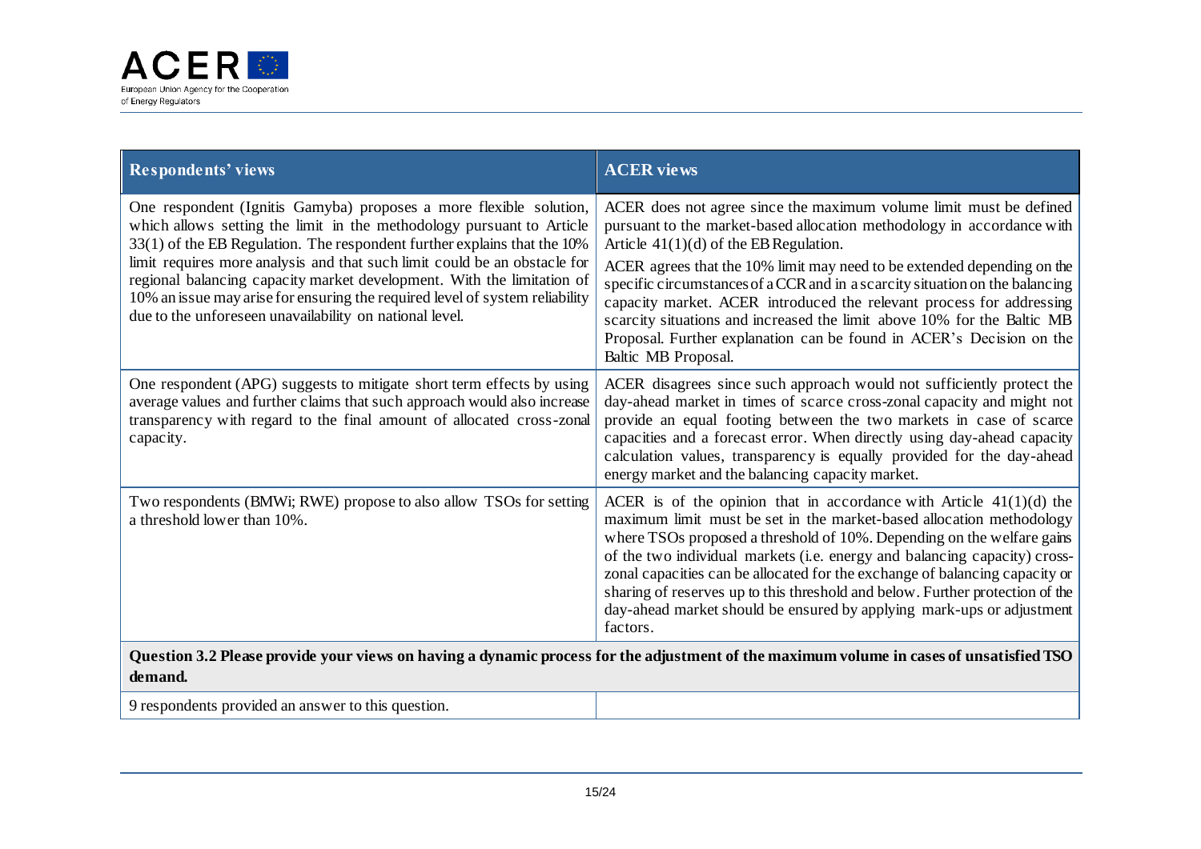| Respondents' views | ACER views |
|---|---|
| One respondent (Ignitis Gamyba) proposes a more flexible solution, which allows setting the limit in the methodology pursuant to Article 33(1) of the EB Regulation. The respondent further explains that the 10% limit requires more analysis and that such limit could be an obstacle for regional balancing capacity market development. With the limitation of 10% an issue may arise for ensuring the required level of system reliability due to the unforeseen unavailability on national level. | ACER does not agree since the maximum volume limit must be defined pursuant to the market-based allocation methodology in accordance with Article 41(1)(d) of the EB Regulation. <br> ACER agrees that the 10% limit may need to be extended depending on the specific circumstances of a CCR and in a scarcity situation on the balancing capacity market. ACER introduced the relevant process for addressing scarcity situations and increased the limit above 10% for the Baltic MB Proposal. Further explanation can be found in ACER's Decision on the Baltic MB Proposal. |
| One respondent (APG) suggests to mitigate short term effects by using average values and further claims that such approach would also increase transparency with regard to the final amount of allocated cross-zonal capacity. | ACER disagrees since such approach would not sufficiently protect the day-ahead market in times of scarce cross-zonal capacity and might not provide an equal footing between the two markets in case of scarce capacities and a forecast error. When directly using day-ahead capacity calculation values, transparency is equally provided for the day-ahead energy market and the balancing capacity market. |
| Two respondents (BMWi; RWE) propose to also allow TSOs for setting a threshold lower than 10%. | ACER is of the opinion that in accordance with Article 41(1)(d) the maximum limit must be set in the market-based allocation methodology where TSOs proposed a threshold of 10%. Depending on the welfare gains of the two individual markets (i.e. energy and balancing capacity) cross-zonal capacities can be allocated for the exchange of balancing capacity or sharing of reserves up to this threshold and below. Further protection of the day-ahead market should be ensured by applying mark-ups or adjustment factors. |
| **Question 3.2 Please provide your views on having a dynamic process for the adjustment of the maximum volume in cases of unsatisfied TSO demand.** | |
| 9 respondents provided an answer to this question. | |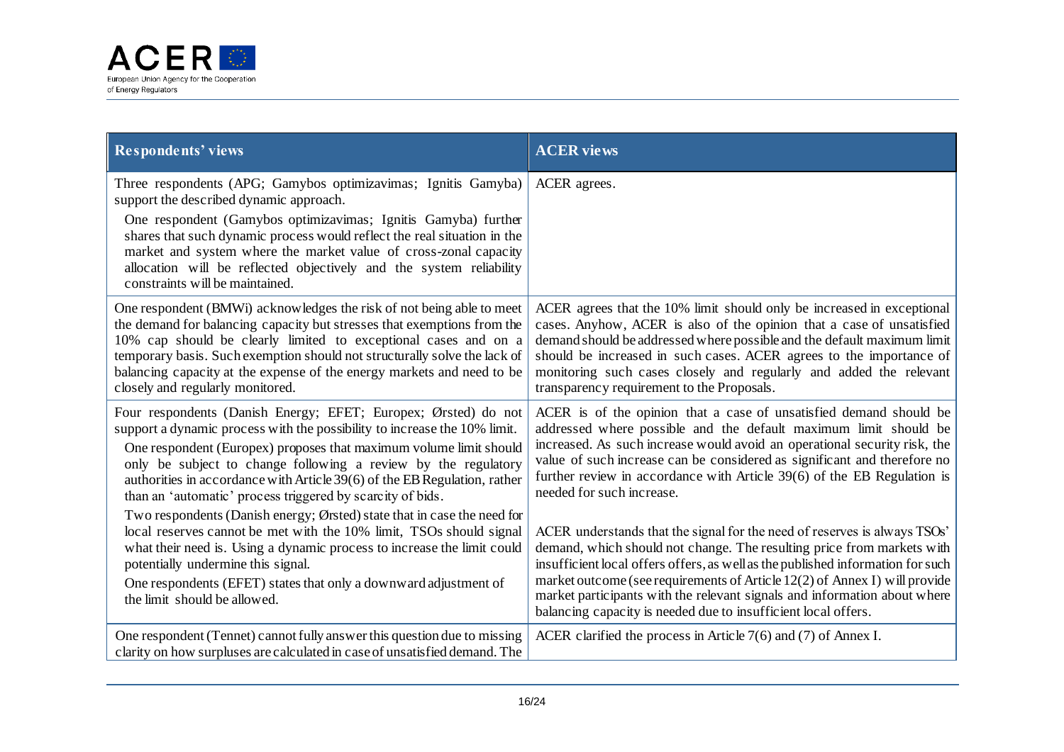| Respondents' views | ACER views |
|---|---|
| Three respondents (APG; Gamybos optimizavimas; Ignitis Gamyba) support the described dynamic approach.<br><br>One respondent (Gamybos optimizavimas; Ignitis Gamyba) further shares that such dynamic process would reflect the real situation in the market and system where the market value of cross-zonal capacity allocation will be reflected objectively and the system reliability constraints will be maintained. | ACER agrees. |
| One respondent (BMWi) acknowledges the risk of not being able to meet the demand for balancing capacity but stresses that exemptions from the 10% cap should be clearly limited to exceptional cases and on a temporary basis. Such exemption should not structurally solve the lack of balancing capacity at the expense of the energy markets and need to be closely and regularly monitored. | ACER agrees that the 10% limit should only be increased in exceptional cases. Anyhow, ACER is also of the opinion that a case of unsatisfied demand should be addressed where possible and the default maximum limit should be increased in such cases. ACER agrees to the importance of monitoring such cases closely and regularly and added the relevant transparency requirement to the Proposals. |
| Four respondents (Danish Energy; EFET; Europex; Ørsted) do not support a dynamic process with the possibility to increase the 10% limit.<br><br>One respondent (Europex) proposes that maximum volume limit should only be subject to change following a review by the regulatory authorities in accordance with Article 39(6) of the EB Regulation, rather than an 'automatic' process triggered by scarcity of bids.<br><br>Two respondents (Danish energy; Ørsted) state that in case the need for local reserves cannot be met with the 10% limit, TSOs should signal what their need is. Using a dynamic process to increase the limit could potentially undermine this signal.<br><br>One respondents (EFET) states that only a downward adjustment of the limit should be allowed. | ACER is of the opinion that a case of unsatisfied demand should be addressed where possible and the default maximum limit should be increased. As such increase would avoid an operational security risk, the value of such increase can be considered as significant and therefore no further review in accordance with Article 39(6) of the EB Regulation is needed for such increase.<br><br>ACER understands that the signal for the need of reserves is always TSOs' demand, which should not change. The resulting price from markets with insufficient local offers offers, as well as the published information for such market outcome (see requirements of Article 12(2) of Annex I) will provide market participants with the relevant signals and information about where balancing capacity is needed due to insufficient local offers. |
| One respondent (Tennet) cannot fully answer this question due to missing clarity on how surpluses are calculated in case of unsatisfied demand. The | ACER clarified the process in Article 7(6) and (7) of Annex I. |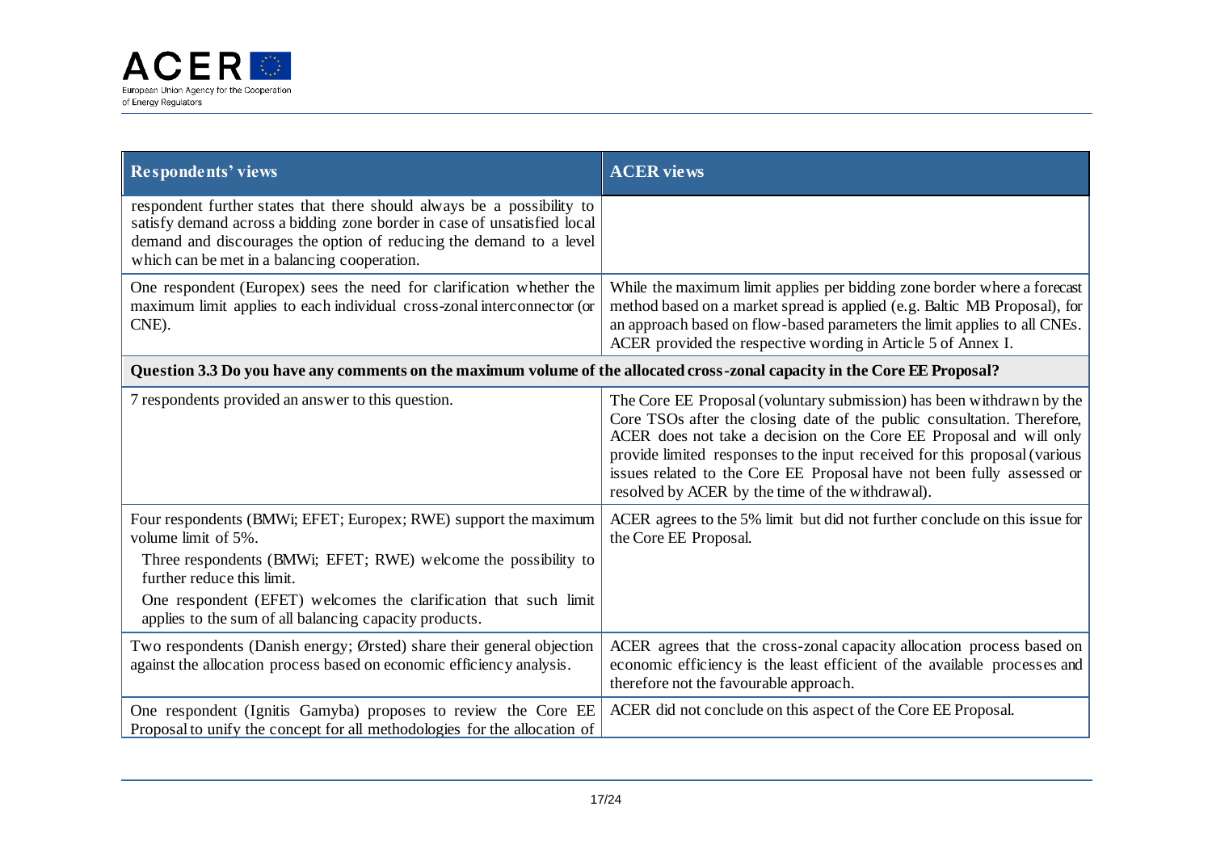| Respondents' views | ACER views |
| --- | --- |
| respondent further states that there should always be a possibility to satisfy demand across a bidding zone border in case of unsatisfied local demand and discourages the option of reducing the demand to a level which can be met in a balancing cooperation. | |
| One respondent (Europex) sees the need for clarification whether the maximum limit applies to each individual cross-zonal interconnector (or CNE). | While the maximum limit applies per bidding zone border where a forecast method based on a market spread is applied (e.g. Baltic MB Proposal), for an approach based on flow-based parameters the limit applies to all CNEs. ACER provided the respective wording in Article 5 of Annex I. |
| **Question 3.3 Do you have any comments on the maximum volume of the allocated cross-zonal capacity in the Core EE Proposal?** | |
| 7 respondents provided an answer to this question. | The Core EE Proposal (voluntary submission) has been withdrawn by the Core TSOs after the closing date of the public consultation. Therefore, ACER does not take a decision on the Core EE Proposal and will only provide limited responses to the input received for this proposal (various issues related to the Core EE Proposal have not been fully assessed or resolved by ACER by the time of the withdrawal). |
| Four respondents (BMWi; EFET; Europex; RWE) support the maximum volume limit of 5%.<br>Three respondents (BMWi; EFET; RWE) welcome the possibility to further reduce this limit.<br>One respondent (EFET) welcomes the clarification that such limit applies to the sum of all balancing capacity products. | ACER agrees to the 5% limit but did not further conclude on this issue for the Core EE Proposal. |
| Two respondents (Danish energy; Ørsted) share their general objection against the allocation process based on economic efficiency analysis. | ACER agrees that the cross-zonal capacity allocation process based on economic efficiency is the least efficient of the available processes and therefore not the favourable approach. |
| One respondent (Ignitis Gamyba) proposes to review the Core EE Proposal to unify the concept for all methodologies for the allocation of | ACER did not conclude on this aspect of the Core EE Proposal. |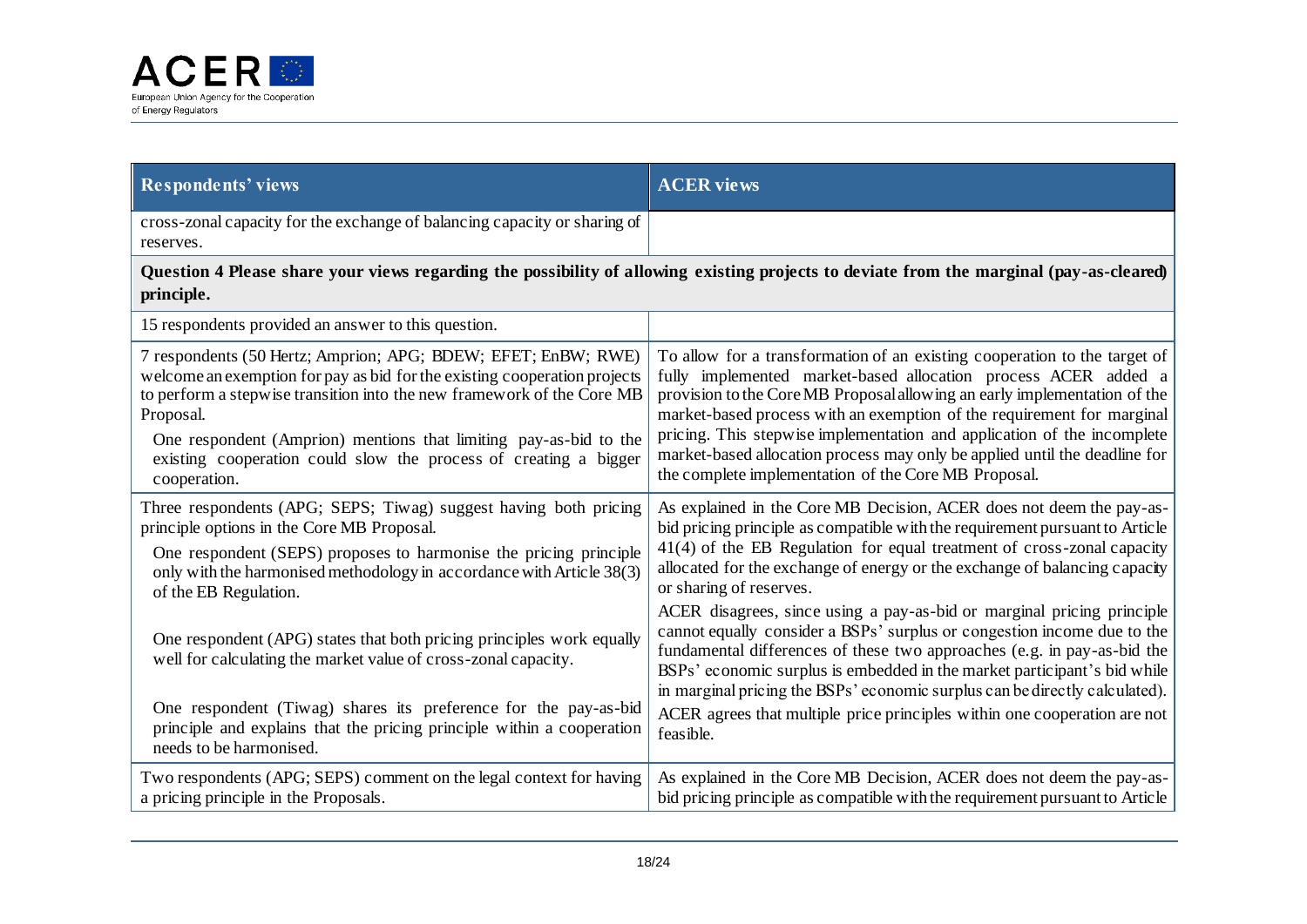| Respondents' views | ACER views |
|---|---|
| cross-zonal capacity for the exchange of balancing capacity or sharing of reserves. | |
| **Question 4 Please share your views regarding the possibility of allowing existing projects to deviate from the marginal (pay-as-cleared) principle.** | |
| 15 respondents provided an answer to this question. | |
| 7 respondents (50 Hertz; Amprion; APG; BDEW; EFET; EnBW; RWE) welcome an exemption for pay as bid for the existing cooperation projects to perform a stepwise transition into the new framework of the Core MB Proposal.<br><br>One respondent (Amprion) mentions that limiting pay-as-bid to the existing cooperation could slow the process of creating a bigger cooperation. | To allow for a transformation of an existing cooperation to the target of fully implemented market-based allocation process ACER added a provision to the Core MB Proposal allowing an early implementation of the market-based process with an exemption of the requirement for marginal pricing. This stepwise implementation and application of the incomplete market-based allocation process may only be applied until the deadline for the complete implementation of the Core MB Proposal. |
| Three respondents (APG; SEPS; Tiwag) suggest having both pricing principle options in the Core MB Proposal.<br><br>One respondent (SEPS) proposes to harmonise the pricing principle only with the harmonised methodology in accordance with Article 38(3) of the EB Regulation.<br><br>One respondent (APG) states that both pricing principles work equally well for calculating the market value of cross-zonal capacity.<br><br>One respondent (Tiwag) shares its preference for the pay-as-bid principle and explains that the pricing principle within a cooperation needs to be harmonised. | As explained in the Core MB Decision, ACER does not deem the pay-as-bid pricing principle as compatible with the requirement pursuant to Article 41(4) of the EB Regulation for equal treatment of cross-zonal capacity allocated for the exchange of energy or the exchange of balancing capacity or sharing of reserves.<br><br>ACER disagrees, since using a pay-as-bid or marginal pricing principle cannot equally consider a BSPs' surplus or congestion income due to the fundamental differences of these two approaches (e.g. in pay-as-bid the BSPs' economic surplus is embedded in the market participant's bid while in marginal pricing the BSPs' economic surplus can be directly calculated).<br><br>ACER agrees that multiple price principles within one cooperation are not feasible. |
| Two respondents (APG; SEPS) comment on the legal context for having a pricing principle in the Proposals. | As explained in the Core MB Decision, ACER does not deem the pay-as-bid pricing principle as compatible with the requirement pursuant to Article |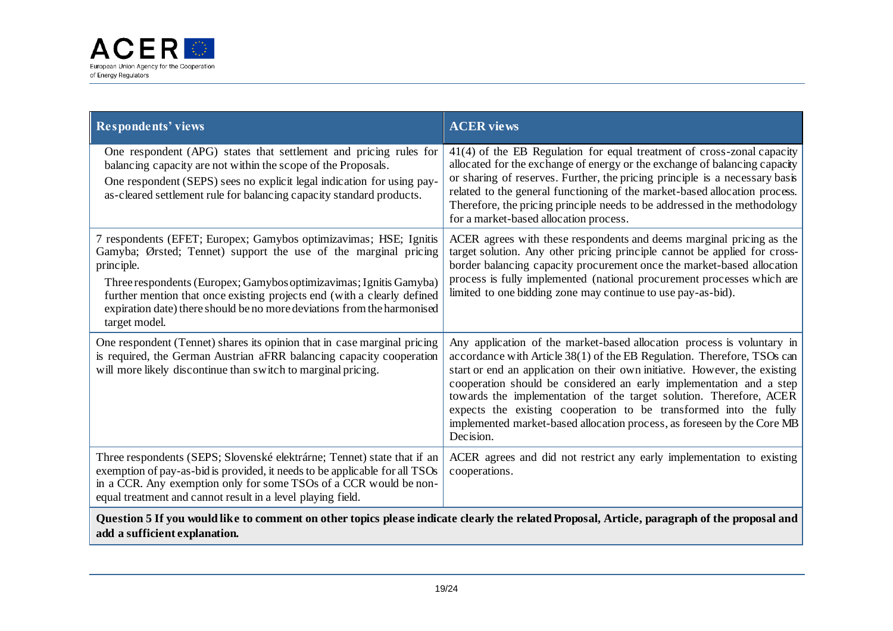| Respondents' views | ACER views |
|---|---|
| One respondent (APG) states that settlement and pricing rules for balancing capacity are not within the scope of the Proposals.<br>One respondent (SEPS) sees no explicit legal indication for using pay-as-cleared settlement rule for balancing capacity standard products. | 41(4) of the EB Regulation for equal treatment of cross-zonal capacity allocated for the exchange of energy or the exchange of balancing capacity or sharing of reserves. Further, the pricing principle is a necessary basis related to the general functioning of the market-based allocation process. Therefore, the pricing principle needs to be addressed in the methodology for a market-based allocation process. |
| 7 respondents (EFET; Europex; Gamybos optimizavimas; HSE; Ignitis Gamyba; Ørsted; Tennet) support the use of the marginal pricing principle.<br>Three respondents (Europex; Gamybos optimizavimas; Ignitis Gamyba) further mention that once existing projects end (with a clearly defined expiration date) there should be no more deviations from the harmonised target model. | ACER agrees with these respondents and deems marginal pricing as the target solution. Any other pricing principle cannot be applied for cross-border balancing capacity procurement once the market-based allocation process is fully implemented (national procurement processes which are limited to one bidding zone may continue to use pay-as-bid). |
| One respondent (Tennet) shares its opinion that in case marginal pricing is required, the German Austrian aFRR balancing capacity cooperation will more likely discontinue than switch to marginal pricing. | Any application of the market-based allocation process is voluntary in accordance with Article 38(1) of the EB Regulation. Therefore, TSOs can start or end an application on their own initiative. However, the existing cooperation should be considered an early implementation and a step towards the implementation of the target solution. Therefore, ACER expects the existing cooperation to be transformed into the fully implemented market-based allocation process, as foreseen by the Core MB Decision. |
| Three respondents (SEPS; Slovenské elektrárne; Tennet) state that if an exemption of pay-as-bid is provided, it needs to be applicable for all TSOs in a CCR. Any exemption only for some TSOs of a CCR would be non-equal treatment and cannot result in a level playing field. | ACER agrees and did not restrict any early implementation to existing cooperations. |
| **Question 5 If you would like to comment on other topics please indicate clearly the related Proposal, Article, paragraph of the proposal and add a sufficient explanation.** | |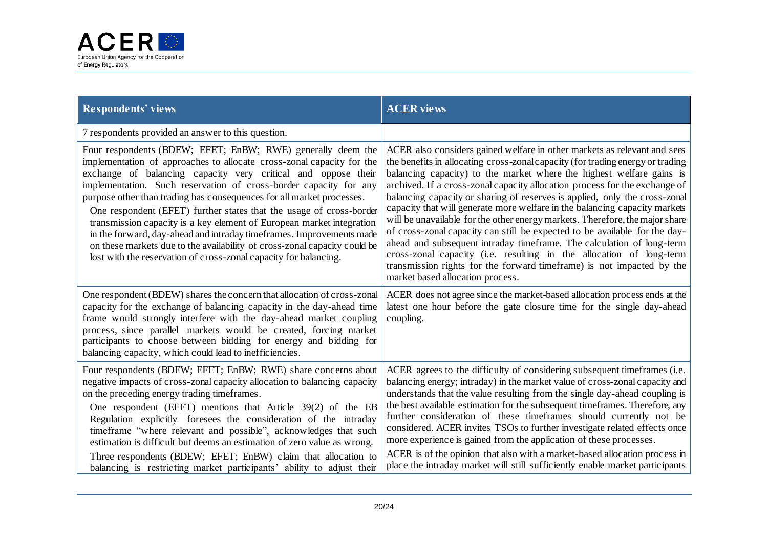| Respondents' views | ACER views |
|---|---|
| 7 respondents provided an answer to this question. | |
| Four respondents (BDEW; EFET; EnBW; RWE) generally deem the implementation of approaches to allocate cross-zonal capacity for the exchange of balancing capacity very critical and oppose their implementation. Such reservation of cross-border capacity for any purpose other than trading has consequences for all market processes.<br>One respondent (EFET) further states that the usage of cross-border transmission capacity is a key element of European market integration in the forward, day-ahead and intraday timeframes. Improvements made on these markets due to the availability of cross-zonal capacity could be lost with the reservation of cross-zonal capacity for balancing. | ACER also considers gained welfare in other markets as relevant and sees the benefits in allocating cross-zonal capacity (for trading energy or trading balancing capacity) to the market where the highest welfare gains is archived. If a cross-zonal capacity allocation process for the exchange of balancing capacity or sharing of reserves is applied, only the cross-zonal capacity that will generate more welfare in the balancing capacity markets will be unavailable for the other energy markets. Therefore, the major share of cross-zonal capacity can still be expected to be available for the day-ahead and subsequent intraday timeframe. The calculation of long-term cross-zonal capacity (i.e. resulting in the allocation of long-term transmission rights for the forward timeframe) is not impacted by the market based allocation process. |
| One respondent (BDEW) shares the concern that allocation of cross-zonal capacity for the exchange of balancing capacity in the day-ahead time frame would strongly interfere with the day-ahead market coupling process, since parallel markets would be created, forcing market participants to choose between bidding for energy and bidding for balancing capacity, which could lead to inefficiencies. | ACER does not agree since the market-based allocation process ends at the latest one hour before the gate closure time for the single day-ahead coupling. |
| Four respondents (BDEW; EFET; EnBW; RWE) share concerns about negative impacts of cross-zonal capacity allocation to balancing capacity on the preceding energy trading timeframes.<br>One respondent (EFET) mentions that Article 39(2) of the EB Regulation explicitly foresees the consideration of the intraday timeframe "where relevant and possible", acknowledges that such estimation is difficult but deems an estimation of zero value as wrong.<br>Three respondents (BDEW; EFET; EnBW) claim that allocation to balancing is restricting market participants' ability to adjust their | ACER agrees to the difficulty of considering subsequent timeframes (i.e. balancing energy; intraday) in the market value of cross-zonal capacity and understands that the value resulting from the single day-ahead coupling is the best available estimation for the subsequent timeframes. Therefore, any further consideration of these timeframes should currently not be considered. ACER invites TSOs to further investigate related effects once more experience is gained from the application of these processes.<br>ACER is of the opinion that also with a market-based allocation process in place the intraday market will still sufficiently enable market participants |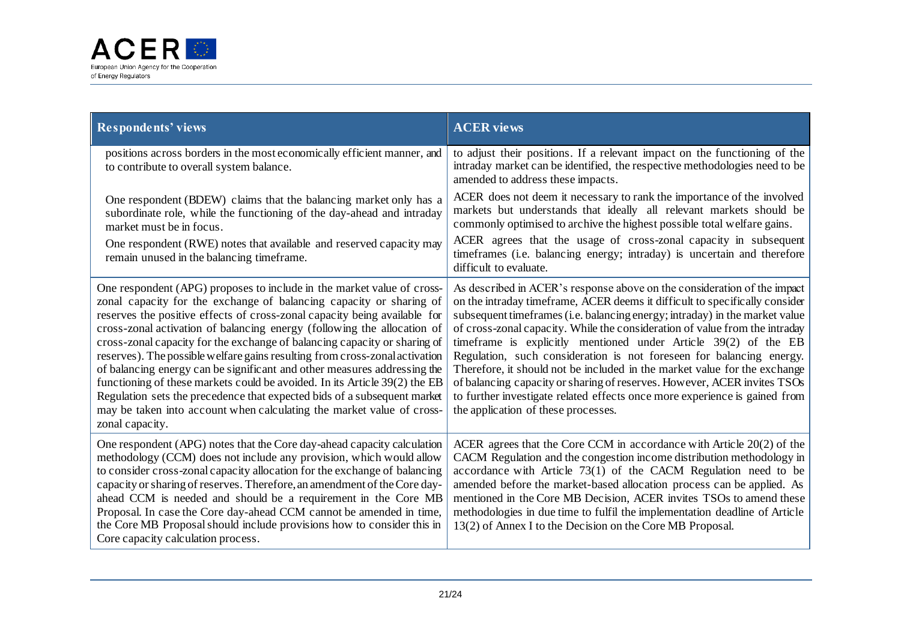| Respondents' views | ACER views |
|---|---|
| positions across borders in the most economically efficient manner, and to contribute to overall system balance.<br><br>One respondent (BDEW) claims that the balancing market only has a subordinate role, while the functioning of the day-ahead and intraday market must be in focus.<br><br>One respondent (RWE) notes that available and reserved capacity may remain unused in the balancing timeframe. | to adjust their positions. If a relevant impact on the functioning of the intraday market can be identified, the respective methodologies need to be amended to address these impacts.<br><br>ACER does not deem it necessary to rank the importance of the involved markets but understands that ideally all relevant markets should be commonly optimised to archive the highest possible total welfare gains.<br><br>ACER agrees that the usage of cross-zonal capacity in subsequent timeframes (i.e. balancing energy; intraday) is uncertain and therefore difficult to evaluate. |
| One respondent (APG) proposes to include in the market value of cross-zonal capacity for the exchange of balancing capacity or sharing of reserves the positive effects of cross-zonal capacity being available for cross-zonal activation of balancing energy (following the allocation of cross-zonal capacity for the exchange of balancing capacity or sharing of reserves). The possible welfare gains resulting from cross-zonal activation of balancing energy can be significant and other measures addressing the functioning of these markets could be avoided. In its Article 39(2) the EB Regulation sets the precedence that expected bids of a subsequent market may be taken into account when calculating the market value of cross-zonal capacity. | As described in ACER's response above on the consideration of the impact on the intraday timeframe, ACER deems it difficult to specifically consider subsequent timeframes (i.e. balancing energy; intraday) in the market value of cross-zonal capacity. While the consideration of value from the intraday timeframe is explicitly mentioned under Article 39(2) of the EB Regulation, such consideration is not foreseen for balancing energy. Therefore, it should not be included in the market value for the exchange of balancing capacity or sharing of reserves. However, ACER invites TSOs to further investigate related effects once more experience is gained from the application of these processes. |
| One respondent (APG) notes that the Core day-ahead capacity calculation methodology (CCM) does not include any provision, which would allow to consider cross-zonal capacity allocation for the exchange of balancing capacity or sharing of reserves. Therefore, an amendment of the Core day-ahead CCM is needed and should be a requirement in the Core MB Proposal. In case the Core day-ahead CCM cannot be amended in time, the Core MB Proposal should include provisions how to consider this in Core capacity calculation process. | ACER agrees that the Core CCM in accordance with Article 20(2) of the CACM Regulation and the congestion income distribution methodology in accordance with Article 73(1) of the CACM Regulation need to be amended before the market-based allocation process can be applied. As mentioned in the Core MB Decision, ACER invites TSOs to amend these methodologies in due time to fulfil the implementation deadline of Article 13(2) of Annex I to the Decision on the Core MB Proposal. |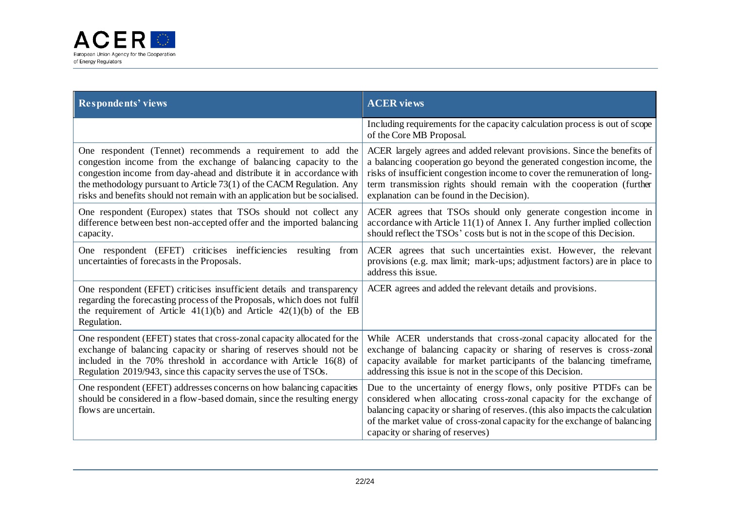| Respondents' views | ACER views |
|---|---|
| | Including requirements for the capacity calculation process is out of scope of the Core MB Proposal. |
| One respondent (Tennet) recommends a requirement to add the congestion income from the exchange of balancing capacity to the congestion income from day-ahead and distribute it in accordance with the methodology pursuant to Article 73(1) of the CACM Regulation. Any risks and benefits should not remain with an application but be socialised. | ACER largely agrees and added relevant provisions. Since the benefits of a balancing cooperation go beyond the generated congestion income, the risks of insufficient congestion income to cover the remuneration of long-term transmission rights should remain with the cooperation (further explanation can be found in the Decision). |
| One respondent (Europex) states that TSOs should not collect any difference between best non-accepted offer and the imported balancing capacity. | ACER agrees that TSOs should only generate congestion income in accordance with Article 11(1) of Annex I. Any further implied collection should reflect the TSOs' costs but is not in the scope of this Decision. |
| One respondent (EFET) criticises inefficiencies resulting from uncertainties of forecasts in the Proposals. | ACER agrees that such uncertainties exist. However, the relevant provisions (e.g. max limit; mark-ups; adjustment factors) are in place to address this issue. |
| One respondent (EFET) criticises insufficient details and transparency regarding the forecasting process of the Proposals, which does not fulfil the requirement of Article 41(1)(b) and Article 42(1)(b) of the EB Regulation. | ACER agrees and added the relevant details and provisions. |
| One respondent (EFET) states that cross-zonal capacity allocated for the exchange of balancing capacity or sharing of reserves should not be included in the 70% threshold in accordance with Article 16(8) of Regulation 2019/943, since this capacity serves the use of TSOs. | While ACER understands that cross-zonal capacity allocated for the exchange of balancing capacity or sharing of reserves is cross-zonal capacity available for market participants of the balancing timeframe, addressing this issue is not in the scope of this Decision. |
| One respondent (EFET) addresses concerns on how balancing capacities should be considered in a flow-based domain, since the resulting energy flows are uncertain. | Due to the uncertainty of energy flows, only positive PTDFs can be considered when allocating cross-zonal capacity for the exchange of balancing capacity or sharing of reserves. (this also impacts the calculation of the market value of cross-zonal capacity for the exchange of balancing capacity or sharing of reserves) |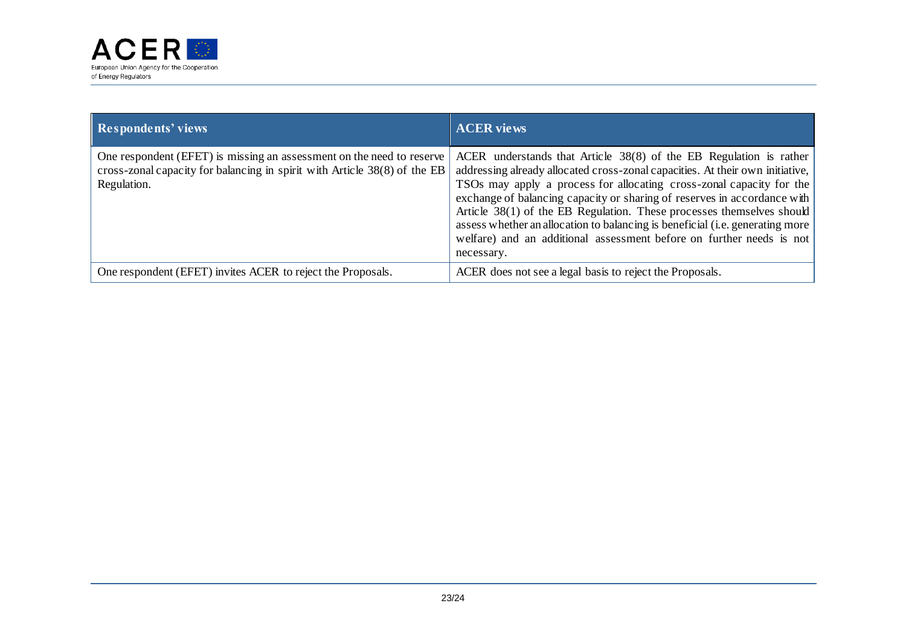| Respondents' views | ACER views |
|---|---|
| One respondent (EFET) is missing an assessment on the need to reserve cross-zonal capacity for balancing in spirit with Article 38(8) of the EB Regulation. | ACER understands that Article 38(8) of the EB Regulation is rather addressing already allocated cross-zonal capacities. At their own initiative, TSOs may apply a process for allocating cross-zonal capacity for the exchange of balancing capacity or sharing of reserves in accordance with Article 38(1) of the EB Regulation. These processes themselves should assess whether an allocation to balancing is beneficial (i.e. generating more welfare) and an additional assessment before on further needs is not necessary. |
| One respondent (EFET) invites ACER to reject the Proposals. | ACER does not see a legal basis to reject the Proposals. |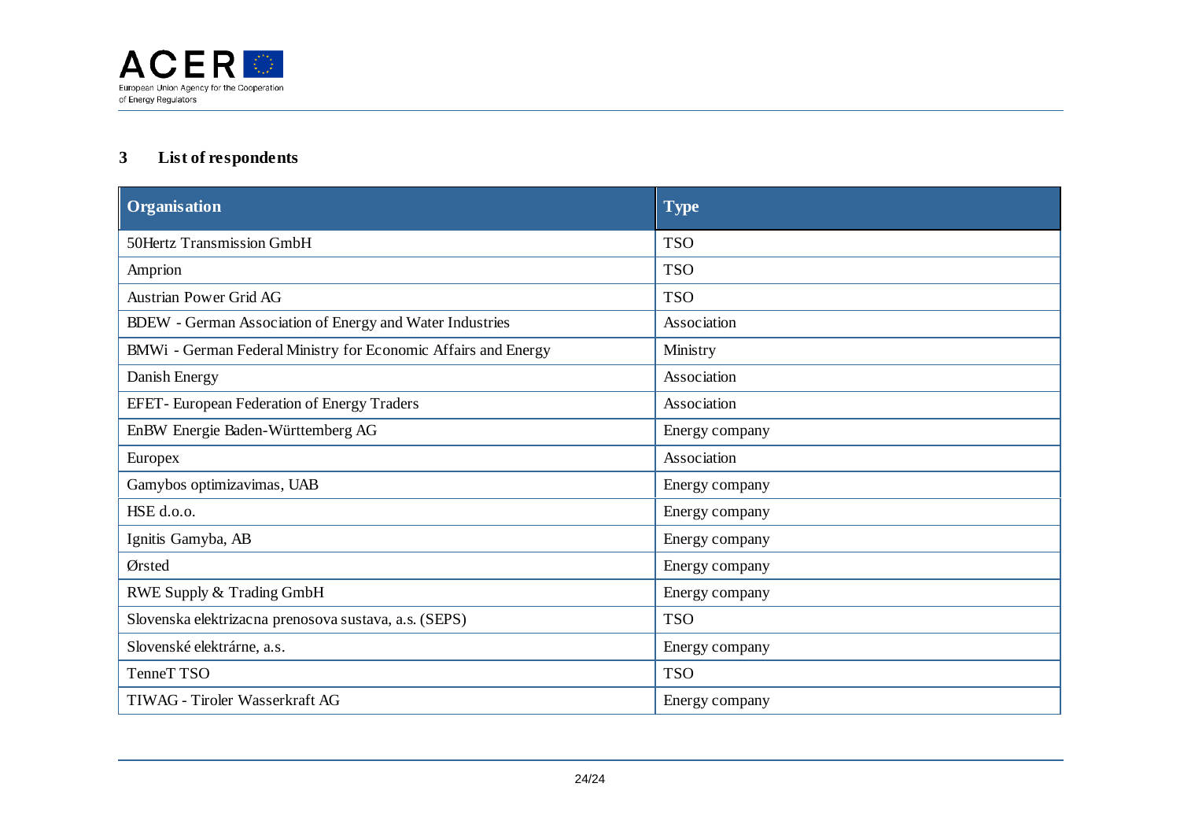## 3 List of respondents

| Organisation | Type |
|---|---|
| 50Hertz Transmission GmbH | TSO |
| Amprion | TSO |
| Austrian Power Grid AG | TSO |
| BDEW - German Association of Energy and Water Industries | Association |
| BMWi - German Federal Ministry for Economic Affairs and Energy | Ministry |
| Danish Energy | Association |
| EFET- European Federation of Energy Traders | Association |
| EnBW Energie Baden-Württemberg AG | Energy company |
| Europex | Association |
| Gamybos optimizavimas, UAB | Energy company |
| HSE d.o.o. | Energy company |
| Ignitis Gamyba, AB | Energy company |
| Ørsted | Energy company |
| RWE Supply & Trading GmbH | Energy company |
| Slovenska elektrizacna prenosova sustava, a.s. (SEPS) | TSO |
| Slovenské elektrárne, a.s. | Energy company |
| TenneT TSO | TSO |
| TIWAG - Tiroler Wasserkraft AG | Energy company |